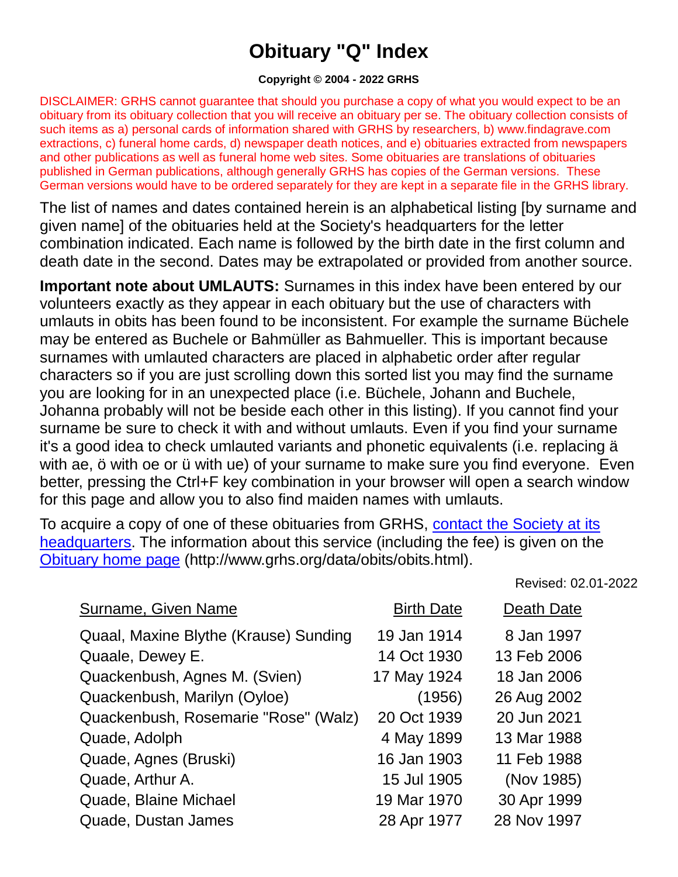# Obituary "Q" Index

**Copyright © 2004 - 2022 GRHS**

DISCLAIMER: GRHS cannot guarantee that should you purchase a copy of what you would expect to be an obituary from its obituary collection that you will receive an obituary per se. The obituary collection consists of such items as a) personal cards of information shared with GRHS by researchers, b) www.findagrave.com extractions, c) funeral home cards, d) newspaper death notices, and e) obituaries extracted from newspapers and other publications as well as funeral home web sites. Some obituaries are translations of obituaries published in German publications, although generally GRHS has copies of the German versions. These German versions would have to be ordered separately for they are kept in a separate file in the GRHS library.

The list of names and dates contained herein is an alphabetical listing [by surname and given name] of the obituaries held at the Society's headquarters for the letter combination indicated. Each name is followed by the birth date in the first column and death date in the second. Dates may be extrapolated or provided from another source.

**Important note about UMLAUTS:** Surnames in this index have been entered by our volunteers exactly as they appear in each obituary but the use of characters with umlauts in obits has been found to be inconsistent. For example the surname Büchele may be entered as Buchele or Bahmüller as Bahmueller. This is important because surnames with umlauted characters are placed in alphabetic order after regular characters so if you are just scrolling down this sorted list you may find the surname you are looking for in an unexpected place (i.e. Büchele, Johann and Buchele, Johanna probably will not be beside each other in this listing). If you cannot find your surname be sure to check it with and without umlauts. Even if you find your surname it's a good idea to check umlauted variants and phonetic equivalents (i.e. replacing ä with ae, ö with oe or ü with ue) of your surname to make sure you find everyone. Even better, pressing the Ctrl+F key combination in your browser will open a search window for this page and allow you to also find maiden names with umlauts.

To acquire a copy of one of these obituaries from GRHS, contact the Society at its headquarters. The information about this service (including the fee) is given on the Obituary home page (http://www.grhs.org/data/obits/obits.html).

Revised: 02.01-2022

| Surname, Given Name | Birth Date | Death Date |
|---|---|---|
| Quaal, Maxine Blythe (Krause) Sunding | 19 Jan 1914 | 8 Jan 1997 |
| Quaale, Dewey E. | 14 Oct 1930 | 13 Feb 2006 |
| Quackenbush, Agnes M. (Svien) | 17 May 1924 | 18 Jan 2006 |
| Quackenbush, Marilyn (Oyloe) | (1956) | 26 Aug 2002 |
| Quackenbush, Rosemarie "Rose" (Walz) | 20 Oct 1939 | 20 Jun 2021 |
| Quade, Adolph | 4 May 1899 | 13 Mar 1988 |
| Quade, Agnes (Bruski) | 16 Jan 1903 | 11 Feb 1988 |
| Quade, Arthur A. | 15 Jul 1905 | (Nov 1985) |
| Quade, Blaine Michael | 19 Mar 1970 | 30 Apr 1999 |
| Quade, Dustan James | 28 Apr 1977 | 28 Nov 1997 |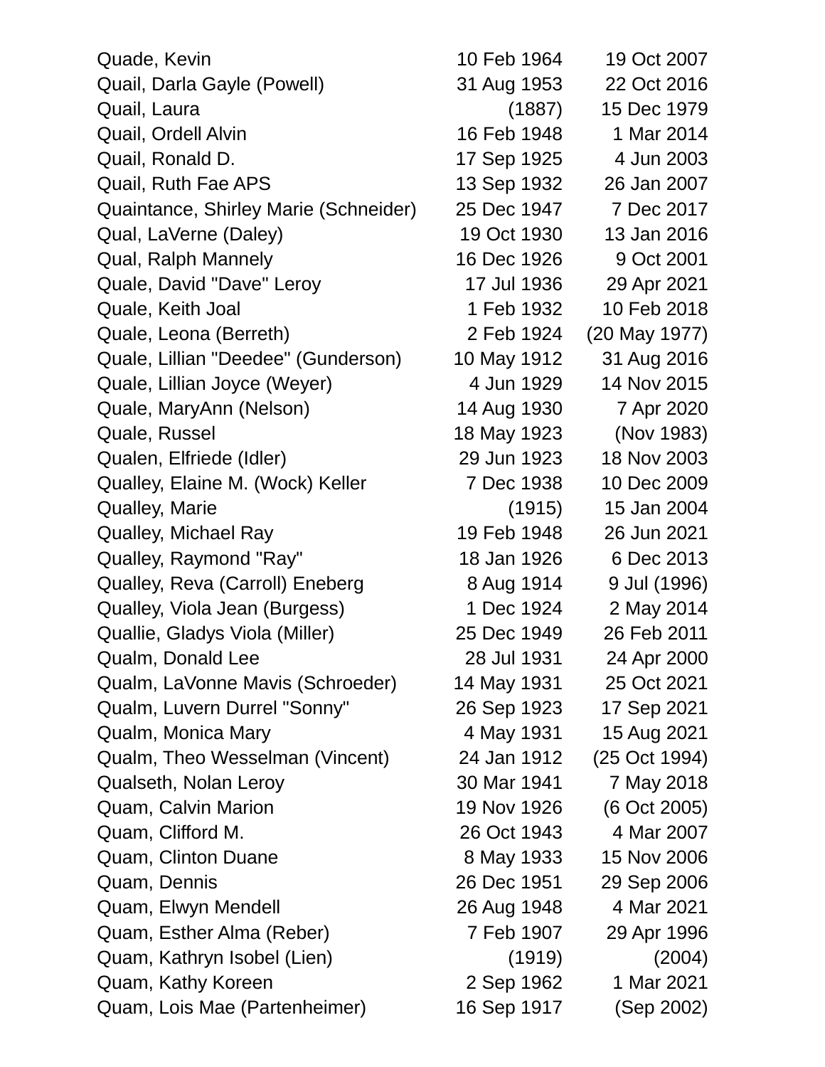| Name | Birth | Death |
|---|---|---|
| Quade, Kevin | 10 Feb 1964 | 19 Oct 2007 |
| Quail, Darla Gayle (Powell) | 31 Aug 1953 | 22 Oct 2016 |
| Quail, Laura | (1887) | 15 Dec 1979 |
| Quail, Ordell Alvin | 16 Feb 1948 | 1 Mar 2014 |
| Quail, Ronald D. | 17 Sep 1925 | 4 Jun 2003 |
| Quail, Ruth Fae APS | 13 Sep 1932 | 26 Jan 2007 |
| Quaintance, Shirley Marie (Schneider) | 25 Dec 1947 | 7 Dec 2017 |
| Qual, LaVerne (Daley) | 19 Oct 1930 | 13 Jan 2016 |
| Qual, Ralph Mannely | 16 Dec 1926 | 9 Oct 2001 |
| Quale, David "Dave" Leroy | 17 Jul 1936 | 29 Apr 2021 |
| Quale, Keith Joal | 1 Feb 1932 | 10 Feb 2018 |
| Quale, Leona (Berreth) | 2 Feb 1924 | (20 May 1977) |
| Quale, Lillian "Deedee" (Gunderson) | 10 May 1912 | 31 Aug 2016 |
| Quale, Lillian Joyce (Weyer) | 4 Jun 1929 | 14 Nov 2015 |
| Quale, MaryAnn (Nelson) | 14 Aug 1930 | 7 Apr 2020 |
| Quale, Russel | 18 May 1923 | (Nov 1983) |
| Qualen, Elfriede (Idler) | 29 Jun 1923 | 18 Nov 2003 |
| Qualley, Elaine M. (Wock) Keller | 7 Dec 1938 | 10 Dec 2009 |
| Qualley, Marie | (1915) | 15 Jan 2004 |
| Qualley, Michael Ray | 19 Feb 1948 | 26 Jun 2021 |
| Qualley, Raymond "Ray" | 18 Jan 1926 | 6 Dec 2013 |
| Qualley, Reva (Carroll) Eneberg | 8 Aug 1914 | 9 Jul (1996) |
| Qualley, Viola Jean (Burgess) | 1 Dec 1924 | 2 May 2014 |
| Quallie, Gladys Viola (Miller) | 25 Dec 1949 | 26 Feb 2011 |
| Qualm, Donald Lee | 28 Jul 1931 | 24 Apr 2000 |
| Qualm, LaVonne Mavis (Schroeder) | 14 May 1931 | 25 Oct 2021 |
| Qualm, Luvern Durrel "Sonny" | 26 Sep 1923 | 17 Sep 2021 |
| Qualm, Monica Mary | 4 May 1931 | 15 Aug 2021 |
| Qualm, Theo Wesselman (Vincent) | 24 Jan 1912 | (25 Oct 1994) |
| Qualseth, Nolan Leroy | 30 Mar 1941 | 7 May 2018 |
| Quam, Calvin Marion | 19 Nov 1926 | (6 Oct 2005) |
| Quam, Clifford M. | 26 Oct 1943 | 4 Mar 2007 |
| Quam, Clinton Duane | 8 May 1933 | 15 Nov 2006 |
| Quam, Dennis | 26 Dec 1951 | 29 Sep 2006 |
| Quam, Elwyn Mendell | 26 Aug 1948 | 4 Mar 2021 |
| Quam, Esther Alma (Reber) | 7 Feb 1907 | 29 Apr 1996 |
| Quam, Kathryn Isobel (Lien) | (1919) | (2004) |
| Quam, Kathy Koreen | 2 Sep 1962 | 1 Mar 2021 |
| Quam, Lois Mae (Partenheimer) | 16 Sep 1917 | (Sep 2002) |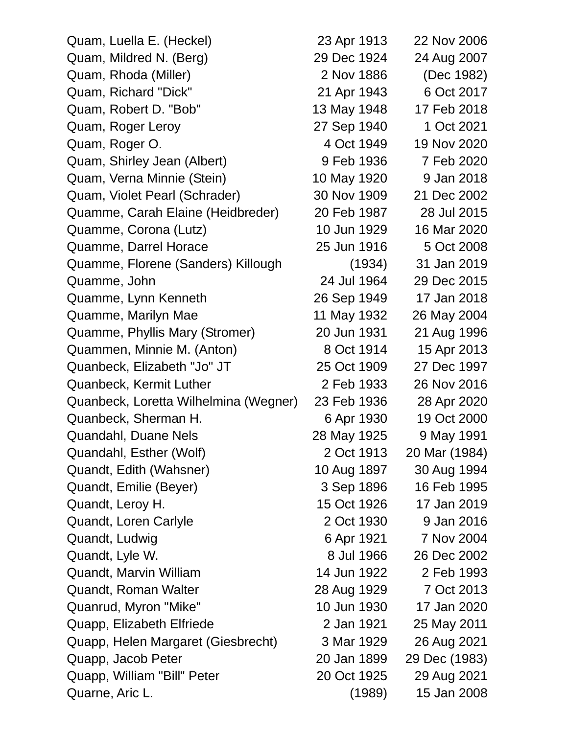| | | |
|---|---|---|
| Quam, Luella E. (Heckel) | 23 Apr 1913 | 22 Nov 2006 |
| Quam, Mildred N. (Berg) | 29 Dec 1924 | 24 Aug 2007 |
| Quam, Rhoda (Miller) | 2 Nov 1886 | (Dec 1982) |
| Quam, Richard "Dick" | 21 Apr 1943 | 6 Oct 2017 |
| Quam, Robert D. "Bob" | 13 May 1948 | 17 Feb 2018 |
| Quam, Roger Leroy | 27 Sep 1940 | 1 Oct 2021 |
| Quam, Roger O. | 4 Oct 1949 | 19 Nov 2020 |
| Quam, Shirley Jean (Albert) | 9 Feb 1936 | 7 Feb 2020 |
| Quam, Verna Minnie (Stein) | 10 May 1920 | 9 Jan 2018 |
| Quam, Violet Pearl (Schrader) | 30 Nov 1909 | 21 Dec 2002 |
| Quamme, Carah Elaine (Heidbreder) | 20 Feb 1987 | 28 Jul 2015 |
| Quamme, Corona (Lutz) | 10 Jun 1929 | 16 Mar 2020 |
| Quamme, Darrel Horace | 25 Jun 1916 | 5 Oct 2008 |
| Quamme, Florene (Sanders) Killough | (1934) | 31 Jan 2019 |
| Quamme, John | 24 Jul 1964 | 29 Dec 2015 |
| Quamme, Lynn Kenneth | 26 Sep 1949 | 17 Jan 2018 |
| Quamme, Marilyn Mae | 11 May 1932 | 26 May 2004 |
| Quamme, Phyllis Mary (Stromer) | 20 Jun 1931 | 21 Aug 1996 |
| Quammen, Minnie M. (Anton) | 8 Oct 1914 | 15 Apr 2013 |
| Quanbeck, Elizabeth "Jo" JT | 25 Oct 1909 | 27 Dec 1997 |
| Quanbeck, Kermit Luther | 2 Feb 1933 | 26 Nov 2016 |
| Quanbeck, Loretta Wilhelmina (Wegner) | 23 Feb 1936 | 28 Apr 2020 |
| Quanbeck, Sherman H. | 6 Apr 1930 | 19 Oct 2000 |
| Quandahl, Duane Nels | 28 May 1925 | 9 May 1991 |
| Quandahl, Esther (Wolf) | 2 Oct 1913 | 20 Mar (1984) |
| Quandt, Edith (Wahsner) | 10 Aug 1897 | 30 Aug 1994 |
| Quandt, Emilie (Beyer) | 3 Sep 1896 | 16 Feb 1995 |
| Quandt, Leroy H. | 15 Oct 1926 | 17 Jan 2019 |
| Quandt, Loren Carlyle | 2 Oct 1930 | 9 Jan 2016 |
| Quandt, Ludwig | 6 Apr 1921 | 7 Nov 2004 |
| Quandt, Lyle W. | 8 Jul 1966 | 26 Dec 2002 |
| Quandt, Marvin William | 14 Jun 1922 | 2 Feb 1993 |
| Quandt, Roman Walter | 28 Aug 1929 | 7 Oct 2013 |
| Quanrud, Myron "Mike" | 10 Jun 1930 | 17 Jan 2020 |
| Quapp, Elizabeth Elfriede | 2 Jan 1921 | 25 May 2011 |
| Quapp, Helen Margaret (Giesbrecht) | 3 Mar 1929 | 26 Aug 2021 |
| Quapp, Jacob Peter | 20 Jan 1899 | 29 Dec (1983) |
| Quapp, William "Bill" Peter | 20 Oct 1925 | 29 Aug 2021 |
| Quarne, Aric L. | (1989) | 15 Jan 2008 |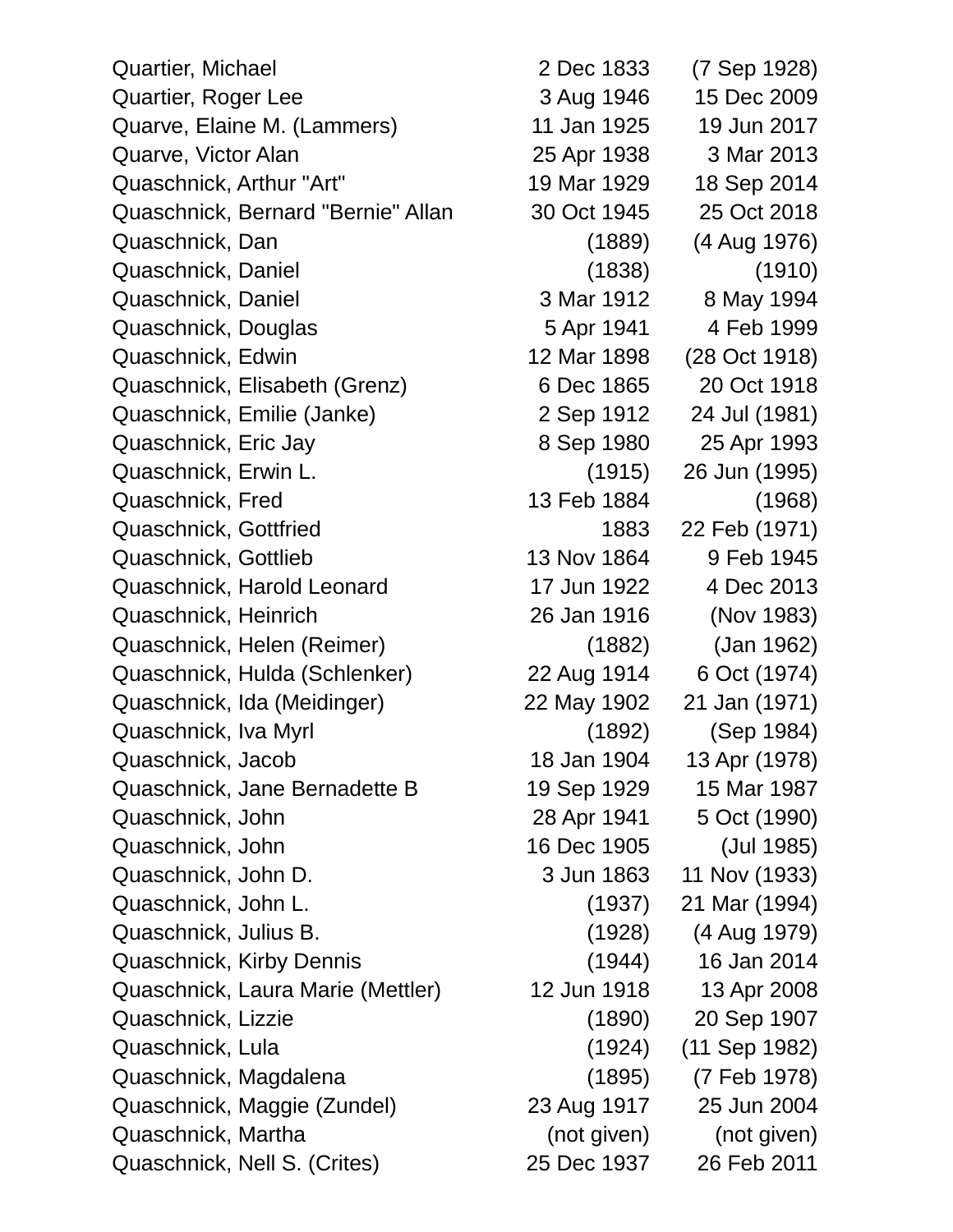| | | |
|---|---|---|
| Quartier, Michael | 2 Dec 1833 | (7 Sep 1928) |
| Quartier, Roger Lee | 3 Aug 1946 | 15 Dec 2009 |
| Quarve, Elaine M. (Lammers) | 11 Jan 1925 | 19 Jun 2017 |
| Quarve, Victor Alan | 25 Apr 1938 | 3 Mar 2013 |
| Quaschnick, Arthur "Art" | 19 Mar 1929 | 18 Sep 2014 |
| Quaschnick, Bernard "Bernie" Allan | 30 Oct 1945 | 25 Oct 2018 |
| Quaschnick, Dan | (1889) | (4 Aug 1976) |
| Quaschnick, Daniel | (1838) | (1910) |
| Quaschnick, Daniel | 3 Mar 1912 | 8 May 1994 |
| Quaschnick, Douglas | 5 Apr 1941 | 4 Feb 1999 |
| Quaschnick, Edwin | 12 Mar 1898 | (28 Oct 1918) |
| Quaschnick, Elisabeth (Grenz) | 6 Dec 1865 | 20 Oct 1918 |
| Quaschnick, Emilie (Janke) | 2 Sep 1912 | 24 Jul (1981) |
| Quaschnick, Eric Jay | 8 Sep 1980 | 25 Apr 1993 |
| Quaschnick, Erwin L. | (1915) | 26 Jun (1995) |
| Quaschnick, Fred | 13 Feb 1884 | (1968) |
| Quaschnick, Gottfried | 1883 | 22 Feb (1971) |
| Quaschnick, Gottlieb | 13 Nov 1864 | 9 Feb 1945 |
| Quaschnick, Harold Leonard | 17 Jun 1922 | 4 Dec 2013 |
| Quaschnick, Heinrich | 26 Jan 1916 | (Nov 1983) |
| Quaschnick, Helen (Reimer) | (1882) | (Jan 1962) |
| Quaschnick, Hulda (Schlenker) | 22 Aug 1914 | 6 Oct (1974) |
| Quaschnick, Ida (Meidinger) | 22 May 1902 | 21 Jan (1971) |
| Quaschnick, Iva Myrl | (1892) | (Sep 1984) |
| Quaschnick, Jacob | 18 Jan 1904 | 13 Apr (1978) |
| Quaschnick, Jane Bernadette B | 19 Sep 1929 | 15 Mar 1987 |
| Quaschnick, John | 28 Apr 1941 | 5 Oct (1990) |
| Quaschnick, John | 16 Dec 1905 | (Jul 1985) |
| Quaschnick, John D. | 3 Jun 1863 | 11 Nov (1933) |
| Quaschnick, John L. | (1937) | 21 Mar (1994) |
| Quaschnick, Julius B. | (1928) | (4 Aug 1979) |
| Quaschnick, Kirby Dennis | (1944) | 16 Jan 2014 |
| Quaschnick, Laura Marie (Mettler) | 12 Jun 1918 | 13 Apr 2008 |
| Quaschnick, Lizzie | (1890) | 20 Sep 1907 |
| Quaschnick, Lula | (1924) | (11 Sep 1982) |
| Quaschnick, Magdalena | (1895) | (7 Feb 1978) |
| Quaschnick, Maggie (Zundel) | 23 Aug 1917 | 25 Jun 2004 |
| Quaschnick, Martha | (not given) | (not given) |
| Quaschnick, Nell S. (Crites) | 25 Dec 1937 | 26 Feb 2011 |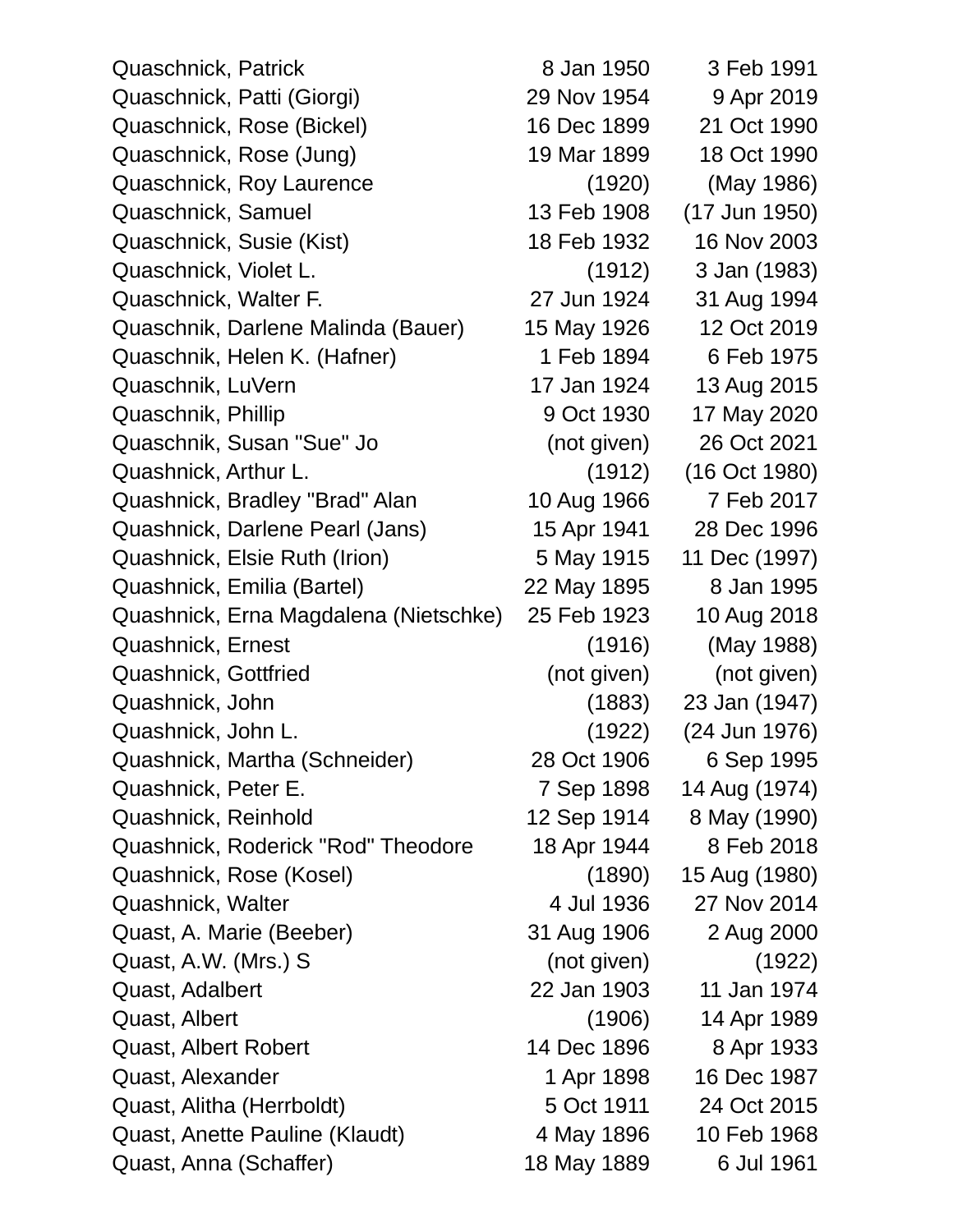| | | |
|---|---|---|
| Quaschnick, Patrick | 8 Jan 1950 | 3 Feb 1991 |
| Quaschnick, Patti (Giorgi) | 29 Nov 1954 | 9 Apr 2019 |
| Quaschnick, Rose (Bickel) | 16 Dec 1899 | 21 Oct 1990 |
| Quaschnick, Rose (Jung) | 19 Mar 1899 | 18 Oct 1990 |
| Quaschnick, Roy Laurence | (1920) | (May 1986) |
| Quaschnick, Samuel | 13 Feb 1908 | (17 Jun 1950) |
| Quaschnick, Susie (Kist) | 18 Feb 1932 | 16 Nov 2003 |
| Quaschnick, Violet L. | (1912) | 3 Jan (1983) |
| Quaschnick, Walter F. | 27 Jun 1924 | 31 Aug 1994 |
| Quaschnik, Darlene Malinda (Bauer) | 15 May 1926 | 12 Oct 2019 |
| Quaschnik, Helen K. (Hafner) | 1 Feb 1894 | 6 Feb 1975 |
| Quaschnik, LuVern | 17 Jan 1924 | 13 Aug 2015 |
| Quaschnik, Phillip | 9 Oct 1930 | 17 May 2020 |
| Quaschnik, Susan "Sue" Jo | (not given) | 26 Oct 2021 |
| Quashnick, Arthur L. | (1912) | (16 Oct 1980) |
| Quashnick, Bradley "Brad" Alan | 10 Aug 1966 | 7 Feb 2017 |
| Quashnick, Darlene Pearl (Jans) | 15 Apr 1941 | 28 Dec 1996 |
| Quashnick, Elsie Ruth (Irion) | 5 May 1915 | 11 Dec (1997) |
| Quashnick, Emilia (Bartel) | 22 May 1895 | 8 Jan 1995 |
| Quashnick, Erna Magdalena (Nietschke) | 25 Feb 1923 | 10 Aug 2018 |
| Quashnick, Ernest | (1916) | (May 1988) |
| Quashnick, Gottfried | (not given) | (not given) |
| Quashnick, John | (1883) | 23 Jan (1947) |
| Quashnick, John L. | (1922) | (24 Jun 1976) |
| Quashnick, Martha (Schneider) | 28 Oct 1906 | 6 Sep 1995 |
| Quashnick, Peter E. | 7 Sep 1898 | 14 Aug (1974) |
| Quashnick, Reinhold | 12 Sep 1914 | 8 May (1990) |
| Quashnick, Roderick "Rod" Theodore | 18 Apr 1944 | 8 Feb 2018 |
| Quashnick, Rose (Kosel) | (1890) | 15 Aug (1980) |
| Quashnick, Walter | 4 Jul 1936 | 27 Nov 2014 |
| Quast, A. Marie (Beeber) | 31 Aug 1906 | 2 Aug 2000 |
| Quast, A.W. (Mrs.) S | (not given) | (1922) |
| Quast, Adalbert | 22 Jan 1903 | 11 Jan 1974 |
| Quast, Albert | (1906) | 14 Apr 1989 |
| Quast, Albert Robert | 14 Dec 1896 | 8 Apr 1933 |
| Quast, Alexander | 1 Apr 1898 | 16 Dec 1987 |
| Quast, Alitha (Herrboldt) | 5 Oct 1911 | 24 Oct 2015 |
| Quast, Anette Pauline (Klaudt) | 4 May 1896 | 10 Feb 1968 |
| Quast, Anna (Schaffer) | 18 May 1889 | 6 Jul 1961 |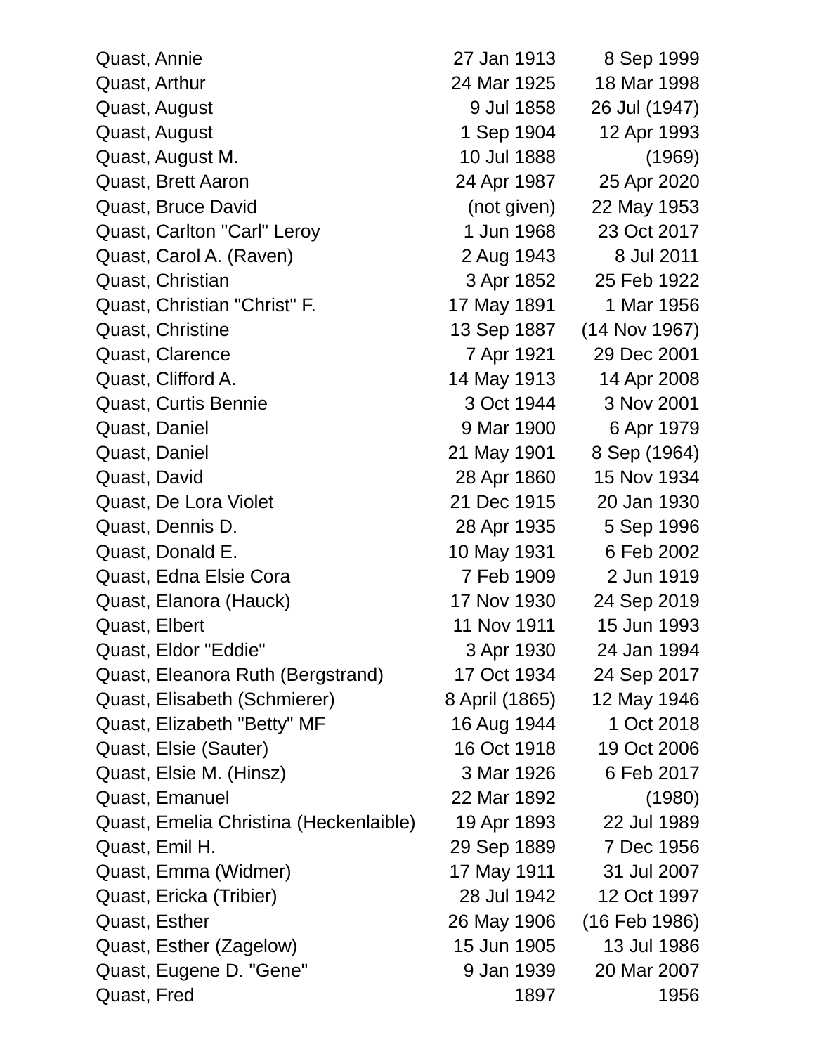| | | |
|---|---|---|
| Quast, Annie | 27 Jan 1913 | 8 Sep 1999 |
| Quast, Arthur | 24 Mar 1925 | 18 Mar 1998 |
| Quast, August | 9 Jul 1858 | 26 Jul (1947) |
| Quast, August | 1 Sep 1904 | 12 Apr 1993 |
| Quast, August M. | 10 Jul 1888 | (1969) |
| Quast, Brett Aaron | 24 Apr 1987 | 25 Apr 2020 |
| Quast, Bruce David | (not given) | 22 May 1953 |
| Quast, Carlton "Carl" Leroy | 1 Jun 1968 | 23 Oct 2017 |
| Quast, Carol A. (Raven) | 2 Aug 1943 | 8 Jul 2011 |
| Quast, Christian | 3 Apr 1852 | 25 Feb 1922 |
| Quast, Christian "Christ" F. | 17 May 1891 | 1 Mar 1956 |
| Quast, Christine | 13 Sep 1887 | (14 Nov 1967) |
| Quast, Clarence | 7 Apr 1921 | 29 Dec 2001 |
| Quast, Clifford A. | 14 May 1913 | 14 Apr 2008 |
| Quast, Curtis Bennie | 3 Oct 1944 | 3 Nov 2001 |
| Quast, Daniel | 9 Mar 1900 | 6 Apr 1979 |
| Quast, Daniel | 21 May 1901 | 8 Sep (1964) |
| Quast, David | 28 Apr 1860 | 15 Nov 1934 |
| Quast, De Lora Violet | 21 Dec 1915 | 20 Jan 1930 |
| Quast, Dennis D. | 28 Apr 1935 | 5 Sep 1996 |
| Quast, Donald E. | 10 May 1931 | 6 Feb 2002 |
| Quast, Edna Elsie Cora | 7 Feb 1909 | 2 Jun 1919 |
| Quast, Elanora (Hauck) | 17 Nov 1930 | 24 Sep 2019 |
| Quast, Elbert | 11 Nov 1911 | 15 Jun 1993 |
| Quast, Eldor "Eddie" | 3 Apr 1930 | 24 Jan 1994 |
| Quast, Eleanora Ruth (Bergstrand) | 17 Oct 1934 | 24 Sep 2017 |
| Quast, Elisabeth (Schmierer) | 8 April (1865) | 12 May 1946 |
| Quast, Elizabeth "Betty" MF | 16 Aug 1944 | 1 Oct 2018 |
| Quast, Elsie (Sauter) | 16 Oct 1918 | 19 Oct 2006 |
| Quast, Elsie M. (Hinsz) | 3 Mar 1926 | 6 Feb 2017 |
| Quast, Emanuel | 22 Mar 1892 | (1980) |
| Quast, Emelia Christina (Heckenlaible) | 19 Apr 1893 | 22 Jul 1989 |
| Quast, Emil H. | 29 Sep 1889 | 7 Dec 1956 |
| Quast, Emma (Widmer) | 17 May 1911 | 31 Jul 2007 |
| Quast, Ericka (Tribier) | 28 Jul 1942 | 12 Oct 1997 |
| Quast, Esther | 26 May 1906 | (16 Feb 1986) |
| Quast, Esther (Zagelow) | 15 Jun 1905 | 13 Jul 1986 |
| Quast, Eugene D. "Gene" | 9 Jan 1939 | 20 Mar 2007 |
| Quast, Fred | 1897 | 1956 |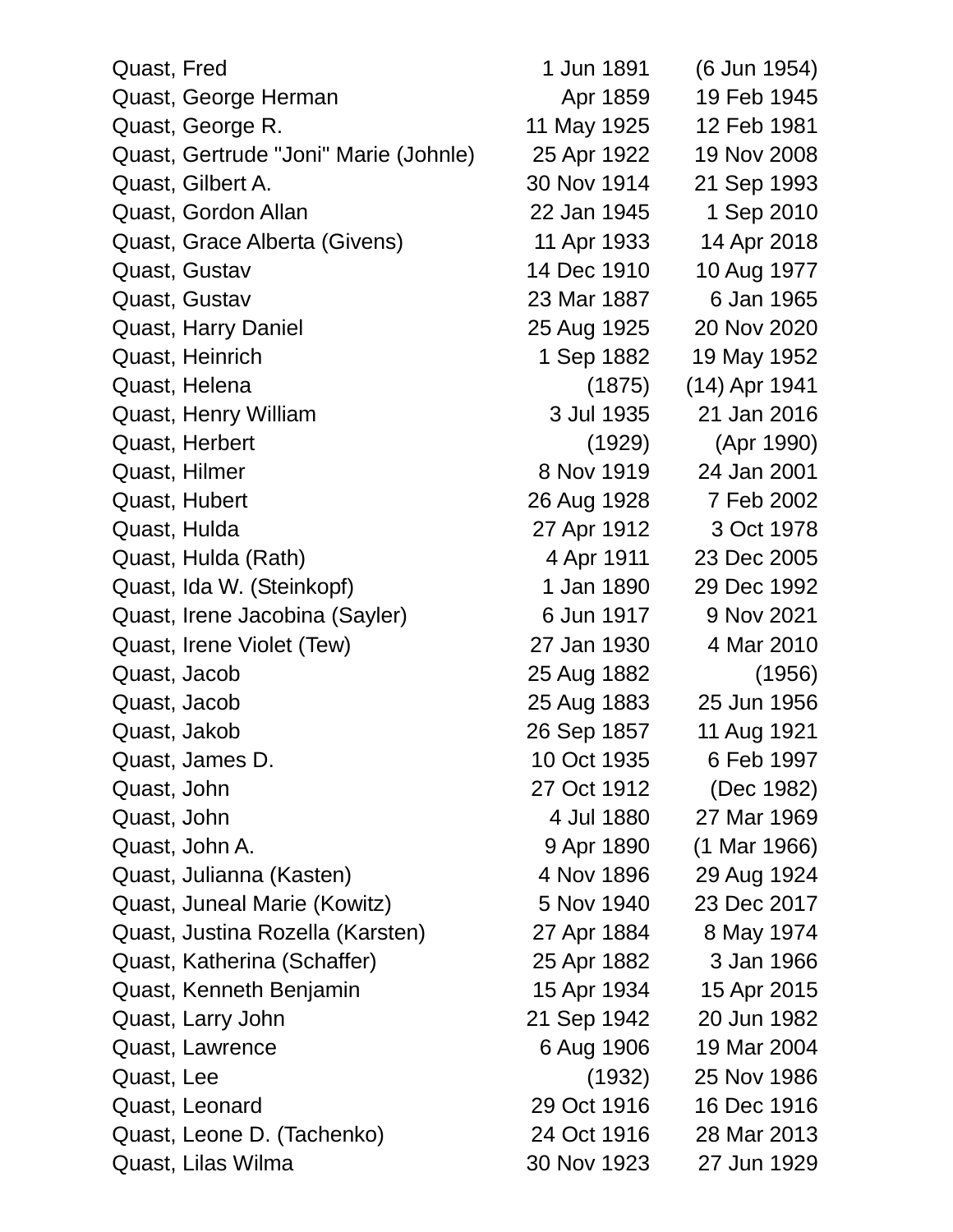| | | |
|---|---|---|
| Quast, Fred | 1 Jun 1891 | (6 Jun 1954) |
| Quast, George Herman | Apr 1859 | 19 Feb 1945 |
| Quast, George R. | 11 May 1925 | 12 Feb 1981 |
| Quast, Gertrude "Joni" Marie (Johnle) | 25 Apr 1922 | 19 Nov 2008 |
| Quast, Gilbert A. | 30 Nov 1914 | 21 Sep 1993 |
| Quast, Gordon Allan | 22 Jan 1945 | 1 Sep 2010 |
| Quast, Grace Alberta (Givens) | 11 Apr 1933 | 14 Apr 2018 |
| Quast, Gustav | 14 Dec 1910 | 10 Aug 1977 |
| Quast, Gustav | 23 Mar 1887 | 6 Jan 1965 |
| Quast, Harry Daniel | 25 Aug 1925 | 20 Nov 2020 |
| Quast, Heinrich | 1 Sep 1882 | 19 May 1952 |
| Quast, Helena | (1875) | (14) Apr 1941 |
| Quast, Henry William | 3 Jul 1935 | 21 Jan 2016 |
| Quast, Herbert | (1929) | (Apr 1990) |
| Quast, Hilmer | 8 Nov 1919 | 24 Jan 2001 |
| Quast, Hubert | 26 Aug 1928 | 7 Feb 2002 |
| Quast, Hulda | 27 Apr 1912 | 3 Oct 1978 |
| Quast, Hulda (Rath) | 4 Apr 1911 | 23 Dec 2005 |
| Quast, Ida W. (Steinkopf) | 1 Jan 1890 | 29 Dec 1992 |
| Quast, Irene Jacobina (Sayler) | 6 Jun 1917 | 9 Nov 2021 |
| Quast, Irene Violet (Tew) | 27 Jan 1930 | 4 Mar 2010 |
| Quast, Jacob | 25 Aug 1882 | (1956) |
| Quast, Jacob | 25 Aug 1883 | 25 Jun 1956 |
| Quast, Jakob | 26 Sep 1857 | 11 Aug 1921 |
| Quast, James D. | 10 Oct 1935 | 6 Feb 1997 |
| Quast, John | 27 Oct 1912 | (Dec 1982) |
| Quast, John | 4 Jul 1880 | 27 Mar 1969 |
| Quast, John A. | 9 Apr 1890 | (1 Mar 1966) |
| Quast, Julianna (Kasten) | 4 Nov 1896 | 29 Aug 1924 |
| Quast, Juneal Marie (Kowitz) | 5 Nov 1940 | 23 Dec 2017 |
| Quast, Justina Rozella (Karsten) | 27 Apr 1884 | 8 May 1974 |
| Quast, Katherina (Schaffer) | 25 Apr 1882 | 3 Jan 1966 |
| Quast, Kenneth Benjamin | 15 Apr 1934 | 15 Apr 2015 |
| Quast, Larry John | 21 Sep 1942 | 20 Jun 1982 |
| Quast, Lawrence | 6 Aug 1906 | 19 Mar 2004 |
| Quast, Lee | (1932) | 25 Nov 1986 |
| Quast, Leonard | 29 Oct 1916 | 16 Dec 1916 |
| Quast, Leone D. (Tachenko) | 24 Oct 1916 | 28 Mar 2013 |
| Quast, Lilas Wilma | 30 Nov 1923 | 27 Jun 1929 |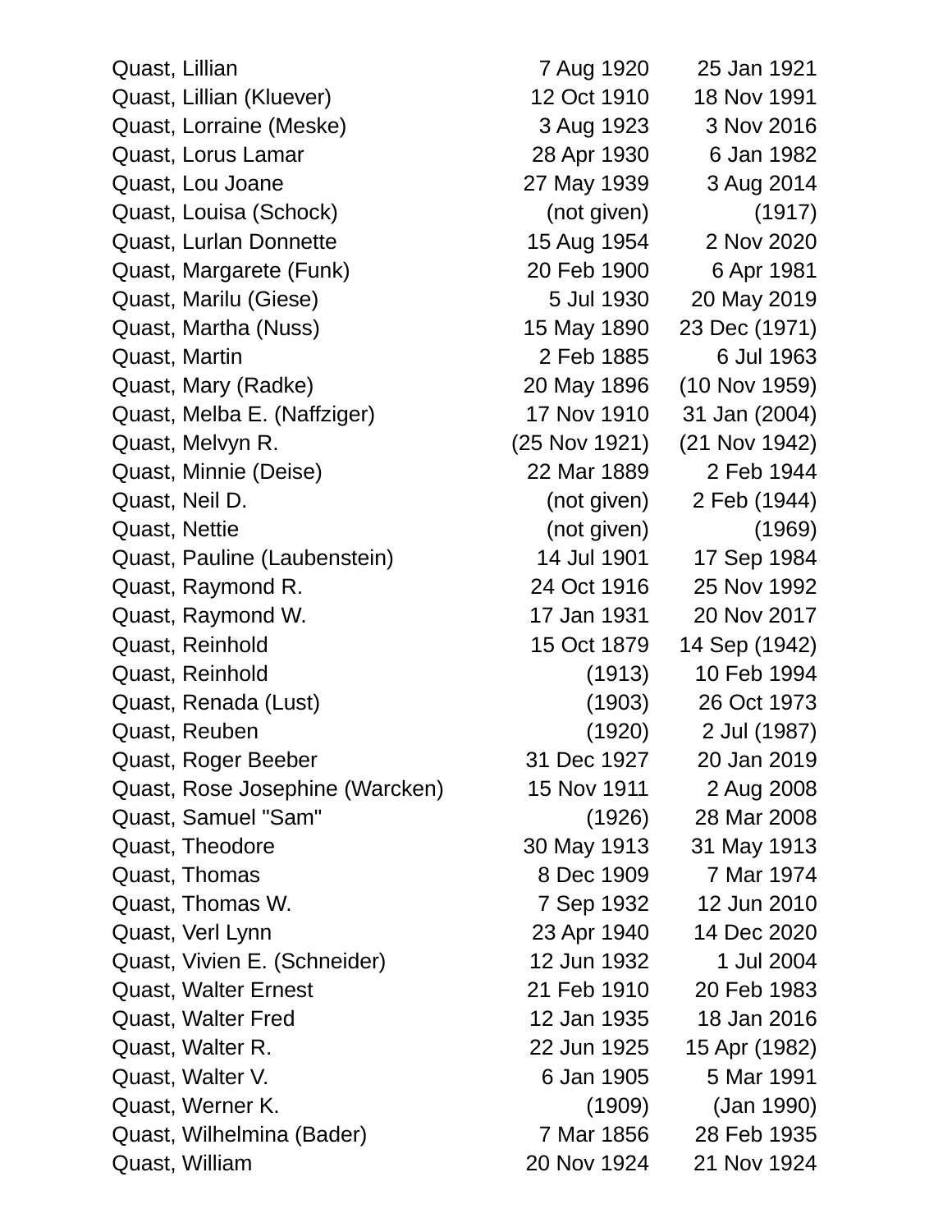| | | |
|---|---|---|
| Quast, Lillian | 7 Aug 1920 | 25 Jan 1921 |
| Quast, Lillian (Kluever) | 12 Oct 1910 | 18 Nov 1991 |
| Quast, Lorraine (Meske) | 3 Aug 1923 | 3 Nov 2016 |
| Quast, Lorus Lamar | 28 Apr 1930 | 6 Jan 1982 |
| Quast, Lou Joane | 27 May 1939 | 3 Aug 2014 |
| Quast, Louisa (Schock) | (not given) | (1917) |
| Quast, Lurlan Donnette | 15 Aug 1954 | 2 Nov 2020 |
| Quast, Margarete (Funk) | 20 Feb 1900 | 6 Apr 1981 |
| Quast, Marilu (Giese) | 5 Jul 1930 | 20 May 2019 |
| Quast, Martha (Nuss) | 15 May 1890 | 23 Dec (1971) |
| Quast, Martin | 2 Feb 1885 | 6 Jul 1963 |
| Quast, Mary (Radke) | 20 May 1896 | (10 Nov 1959) |
| Quast, Melba E. (Naffziger) | 17 Nov 1910 | 31 Jan (2004) |
| Quast, Melvyn R. | (25 Nov 1921) | (21 Nov 1942) |
| Quast, Minnie (Deise) | 22 Mar 1889 | 2 Feb 1944 |
| Quast, Neil D. | (not given) | 2 Feb (1944) |
| Quast, Nettie | (not given) | (1969) |
| Quast, Pauline (Laubenstein) | 14 Jul 1901 | 17 Sep 1984 |
| Quast, Raymond R. | 24 Oct 1916 | 25 Nov 1992 |
| Quast, Raymond W. | 17 Jan 1931 | 20 Nov 2017 |
| Quast, Reinhold | 15 Oct 1879 | 14 Sep (1942) |
| Quast, Reinhold | (1913) | 10 Feb 1994 |
| Quast, Renada (Lust) | (1903) | 26 Oct 1973 |
| Quast, Reuben | (1920) | 2 Jul (1987) |
| Quast, Roger Beeber | 31 Dec 1927 | 20 Jan 2019 |
| Quast, Rose Josephine (Warcken) | 15 Nov 1911 | 2 Aug 2008 |
| Quast, Samuel "Sam" | (1926) | 28 Mar 2008 |
| Quast, Theodore | 30 May 1913 | 31 May 1913 |
| Quast, Thomas | 8 Dec 1909 | 7 Mar 1974 |
| Quast, Thomas W. | 7 Sep 1932 | 12 Jun 2010 |
| Quast, Verl Lynn | 23 Apr 1940 | 14 Dec 2020 |
| Quast, Vivien E. (Schneider) | 12 Jun 1932 | 1 Jul 2004 |
| Quast, Walter Ernest | 21 Feb 1910 | 20 Feb 1983 |
| Quast, Walter Fred | 12 Jan 1935 | 18 Jan 2016 |
| Quast, Walter R. | 22 Jun 1925 | 15 Apr (1982) |
| Quast, Walter V. | 6 Jan 1905 | 5 Mar 1991 |
| Quast, Werner K. | (1909) | (Jan 1990) |
| Quast, Wilhelmina (Bader) | 7 Mar 1856 | 28 Feb 1935 |
| Quast, William | 20 Nov 1924 | 21 Nov 1924 |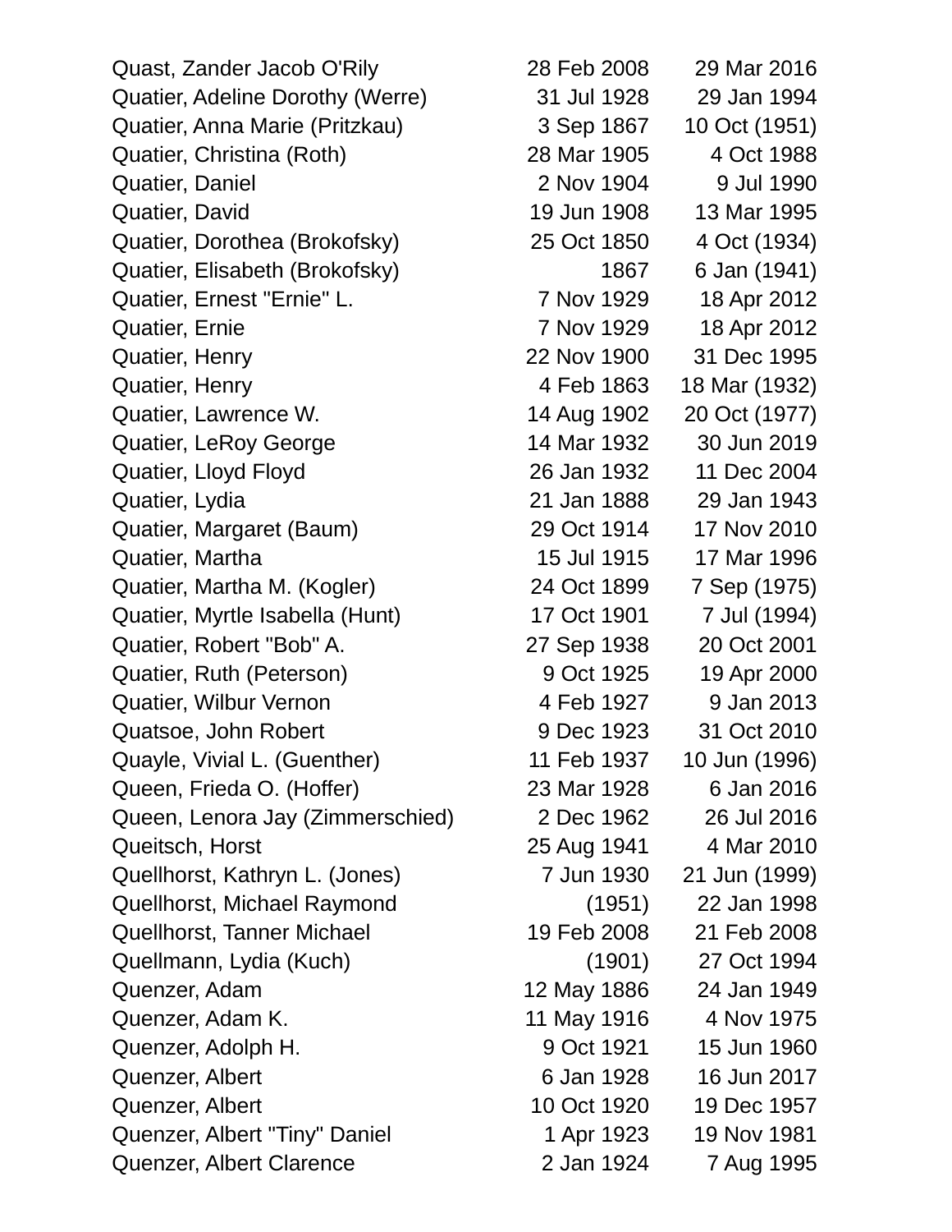| | | |
|---|---|---|
| Quast, Zander Jacob O'Rily | 28 Feb 2008 | 29 Mar 2016 |
| Quatier, Adeline Dorothy (Werre) | 31 Jul 1928 | 29 Jan 1994 |
| Quatier, Anna Marie (Pritzkau) | 3 Sep 1867 | 10 Oct (1951) |
| Quatier, Christina (Roth) | 28 Mar 1905 | 4 Oct 1988 |
| Quatier, Daniel | 2 Nov 1904 | 9 Jul 1990 |
| Quatier, David | 19 Jun 1908 | 13 Mar 1995 |
| Quatier, Dorothea (Brokofsky) | 25 Oct 1850 | 4 Oct (1934) |
| Quatier, Elisabeth (Brokofsky) | 1867 | 6 Jan (1941) |
| Quatier, Ernest "Ernie" L. | 7 Nov 1929 | 18 Apr 2012 |
| Quatier, Ernie | 7 Nov 1929 | 18 Apr 2012 |
| Quatier, Henry | 22 Nov 1900 | 31 Dec 1995 |
| Quatier, Henry | 4 Feb 1863 | 18 Mar (1932) |
| Quatier, Lawrence W. | 14 Aug 1902 | 20 Oct (1977) |
| Quatier, LeRoy George | 14 Mar 1932 | 30 Jun 2019 |
| Quatier, Lloyd Floyd | 26 Jan 1932 | 11 Dec 2004 |
| Quatier, Lydia | 21 Jan 1888 | 29 Jan 1943 |
| Quatier, Margaret (Baum) | 29 Oct 1914 | 17 Nov 2010 |
| Quatier, Martha | 15 Jul 1915 | 17 Mar 1996 |
| Quatier, Martha M. (Kogler) | 24 Oct 1899 | 7 Sep (1975) |
| Quatier, Myrtle Isabella (Hunt) | 17 Oct 1901 | 7 Jul (1994) |
| Quatier, Robert "Bob" A. | 27 Sep 1938 | 20 Oct 2001 |
| Quatier, Ruth (Peterson) | 9 Oct 1925 | 19 Apr 2000 |
| Quatier, Wilbur Vernon | 4 Feb 1927 | 9 Jan 2013 |
| Quatsoe, John Robert | 9 Dec 1923 | 31 Oct 2010 |
| Quayle, Vivial L. (Guenther) | 11 Feb 1937 | 10 Jun (1996) |
| Queen, Frieda O. (Hoffer) | 23 Mar 1928 | 6 Jan 2016 |
| Queen, Lenora Jay (Zimmerschied) | 2 Dec 1962 | 26 Jul 2016 |
| Queitsch, Horst | 25 Aug 1941 | 4 Mar 2010 |
| Quellhorst, Kathryn L. (Jones) | 7 Jun 1930 | 21 Jun (1999) |
| Quellhorst, Michael Raymond | (1951) | 22 Jan 1998 |
| Quellhorst, Tanner Michael | 19 Feb 2008 | 21 Feb 2008 |
| Quellmann, Lydia (Kuch) | (1901) | 27 Oct 1994 |
| Quenzer, Adam | 12 May 1886 | 24 Jan 1949 |
| Quenzer, Adam K. | 11 May 1916 | 4 Nov 1975 |
| Quenzer, Adolph H. | 9 Oct 1921 | 15 Jun 1960 |
| Quenzer, Albert | 6 Jan 1928 | 16 Jun 2017 |
| Quenzer, Albert | 10 Oct 1920 | 19 Dec 1957 |
| Quenzer, Albert "Tiny" Daniel | 1 Apr 1923 | 19 Nov 1981 |
| Quenzer, Albert Clarence | 2 Jan 1924 | 7 Aug 1995 |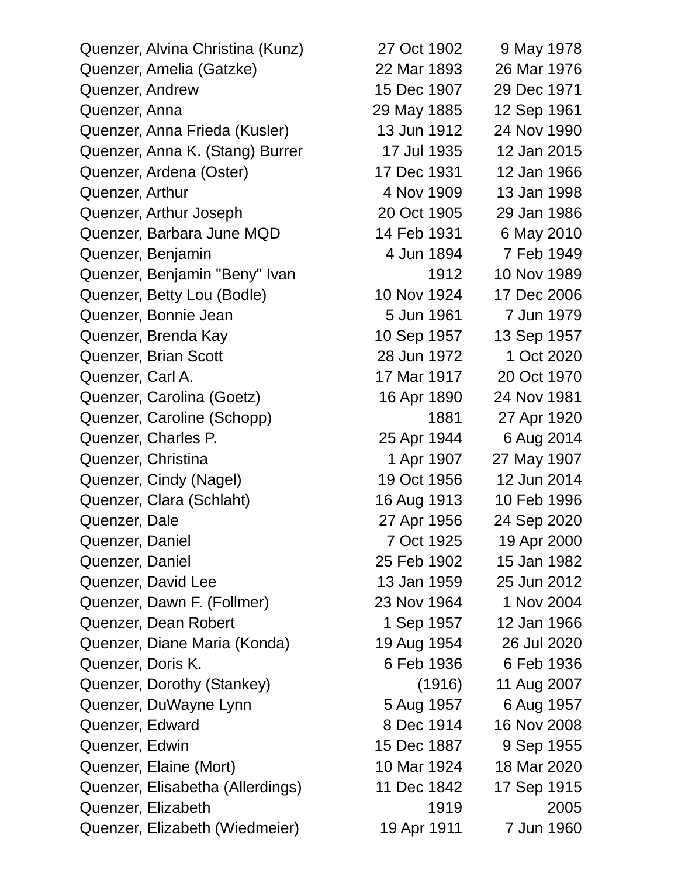| | | |
|---|---|---|
| Quenzer, Alvina Christina (Kunz) | 27 Oct 1902 | 9 May 1978 |
| Quenzer, Amelia (Gatzke) | 22 Mar 1893 | 26 Mar 1976 |
| Quenzer, Andrew | 15 Dec 1907 | 29 Dec 1971 |
| Quenzer, Anna | 29 May 1885 | 12 Sep 1961 |
| Quenzer, Anna Frieda (Kusler) | 13 Jun 1912 | 24 Nov 1990 |
| Quenzer, Anna K. (Stang) Burrer | 17 Jul 1935 | 12 Jan 2015 |
| Quenzer, Ardena (Oster) | 17 Dec 1931 | 12 Jan 1966 |
| Quenzer, Arthur | 4 Nov 1909 | 13 Jan 1998 |
| Quenzer, Arthur Joseph | 20 Oct 1905 | 29 Jan 1986 |
| Quenzer, Barbara June MQD | 14 Feb 1931 | 6 May 2010 |
| Quenzer, Benjamin | 4 Jun 1894 | 7 Feb 1949 |
| Quenzer, Benjamin "Beny" Ivan | 1912 | 10 Nov 1989 |
| Quenzer, Betty Lou (Bodle) | 10 Nov 1924 | 17 Dec 2006 |
| Quenzer, Bonnie Jean | 5 Jun 1961 | 7 Jun 1979 |
| Quenzer, Brenda Kay | 10 Sep 1957 | 13 Sep 1957 |
| Quenzer, Brian Scott | 28 Jun 1972 | 1 Oct 2020 |
| Quenzer, Carl A. | 17 Mar 1917 | 20 Oct 1970 |
| Quenzer, Carolina (Goetz) | 16 Apr 1890 | 24 Nov 1981 |
| Quenzer, Caroline (Schopp) | 1881 | 27 Apr 1920 |
| Quenzer, Charles P. | 25 Apr 1944 | 6 Aug 2014 |
| Quenzer, Christina | 1 Apr 1907 | 27 May 1907 |
| Quenzer, Cindy (Nagel) | 19 Oct 1956 | 12 Jun 2014 |
| Quenzer, Clara (Schlaht) | 16 Aug 1913 | 10 Feb 1996 |
| Quenzer, Dale | 27 Apr 1956 | 24 Sep 2020 |
| Quenzer, Daniel | 7 Oct 1925 | 19 Apr 2000 |
| Quenzer, Daniel | 25 Feb 1902 | 15 Jan 1982 |
| Quenzer, David Lee | 13 Jan 1959 | 25 Jun 2012 |
| Quenzer, Dawn F. (Follmer) | 23 Nov 1964 | 1 Nov 2004 |
| Quenzer, Dean Robert | 1 Sep 1957 | 12 Jan 1966 |
| Quenzer, Diane Maria (Konda) | 19 Aug 1954 | 26 Jul 2020 |
| Quenzer, Doris K. | 6 Feb 1936 | 6 Feb 1936 |
| Quenzer, Dorothy (Stankey) | (1916) | 11 Aug 2007 |
| Quenzer, DuWayne Lynn | 5 Aug 1957 | 6 Aug 1957 |
| Quenzer, Edward | 8 Dec 1914 | 16 Nov 2008 |
| Quenzer, Edwin | 15 Dec 1887 | 9 Sep 1955 |
| Quenzer, Elaine (Mort) | 10 Mar 1924 | 18 Mar 2020 |
| Quenzer, Elisabetha (Allerdings) | 11 Dec 1842 | 17 Sep 1915 |
| Quenzer, Elizabeth | 1919 | 2005 |
| Quenzer, Elizabeth (Wiedmeier) | 19 Apr 1911 | 7 Jun 1960 |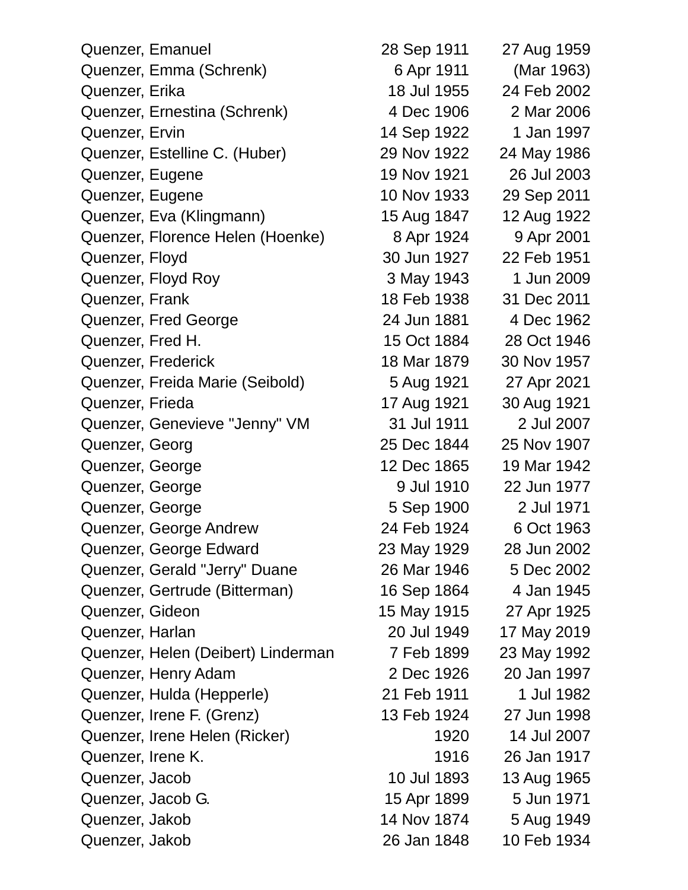| | | |
|---|---|---|
| Quenzer, Emanuel | 28 Sep 1911 | 27 Aug 1959 |
| Quenzer, Emma (Schrenk) | 6 Apr 1911 | (Mar 1963) |
| Quenzer, Erika | 18 Jul 1955 | 24 Feb 2002 |
| Quenzer, Ernestina (Schrenk) | 4 Dec 1906 | 2 Mar 2006 |
| Quenzer, Ervin | 14 Sep 1922 | 1 Jan 1997 |
| Quenzer, Estelline C. (Huber) | 29 Nov 1922 | 24 May 1986 |
| Quenzer, Eugene | 19 Nov 1921 | 26 Jul 2003 |
| Quenzer, Eugene | 10 Nov 1933 | 29 Sep 2011 |
| Quenzer, Eva (Klingmann) | 15 Aug 1847 | 12 Aug 1922 |
| Quenzer, Florence Helen (Hoenke) | 8 Apr 1924 | 9 Apr 2001 |
| Quenzer, Floyd | 30 Jun 1927 | 22 Feb 1951 |
| Quenzer, Floyd Roy | 3 May 1943 | 1 Jun 2009 |
| Quenzer, Frank | 18 Feb 1938 | 31 Dec 2011 |
| Quenzer, Fred George | 24 Jun 1881 | 4 Dec 1962 |
| Quenzer, Fred H. | 15 Oct 1884 | 28 Oct 1946 |
| Quenzer, Frederick | 18 Mar 1879 | 30 Nov 1957 |
| Quenzer, Freida Marie (Seibold) | 5 Aug 1921 | 27 Apr 2021 |
| Quenzer, Frieda | 17 Aug 1921 | 30 Aug 1921 |
| Quenzer, Genevieve "Jenny" VM | 31 Jul 1911 | 2 Jul 2007 |
| Quenzer, Georg | 25 Dec 1844 | 25 Nov 1907 |
| Quenzer, George | 12 Dec 1865 | 19 Mar 1942 |
| Quenzer, George | 9 Jul 1910 | 22 Jun 1977 |
| Quenzer, George | 5 Sep 1900 | 2 Jul 1971 |
| Quenzer, George Andrew | 24 Feb 1924 | 6 Oct 1963 |
| Quenzer, George Edward | 23 May 1929 | 28 Jun 2002 |
| Quenzer, Gerald "Jerry" Duane | 26 Mar 1946 | 5 Dec 2002 |
| Quenzer, Gertrude (Bitterman) | 16 Sep 1864 | 4 Jan 1945 |
| Quenzer, Gideon | 15 May 1915 | 27 Apr 1925 |
| Quenzer, Harlan | 20 Jul 1949 | 17 May 2019 |
| Quenzer, Helen (Deibert) Linderman | 7 Feb 1899 | 23 May 1992 |
| Quenzer, Henry Adam | 2 Dec 1926 | 20 Jan 1997 |
| Quenzer, Hulda (Hepperle) | 21 Feb 1911 | 1 Jul 1982 |
| Quenzer, Irene F. (Grenz) | 13 Feb 1924 | 27 Jun 1998 |
| Quenzer, Irene Helen (Ricker) | 1920 | 14 Jul 2007 |
| Quenzer, Irene K. | 1916 | 26 Jan 1917 |
| Quenzer, Jacob | 10 Jul 1893 | 13 Aug 1965 |
| Quenzer, Jacob G. | 15 Apr 1899 | 5 Jun 1971 |
| Quenzer, Jakob | 14 Nov 1874 | 5 Aug 1949 |
| Quenzer, Jakob | 26 Jan 1848 | 10 Feb 1934 |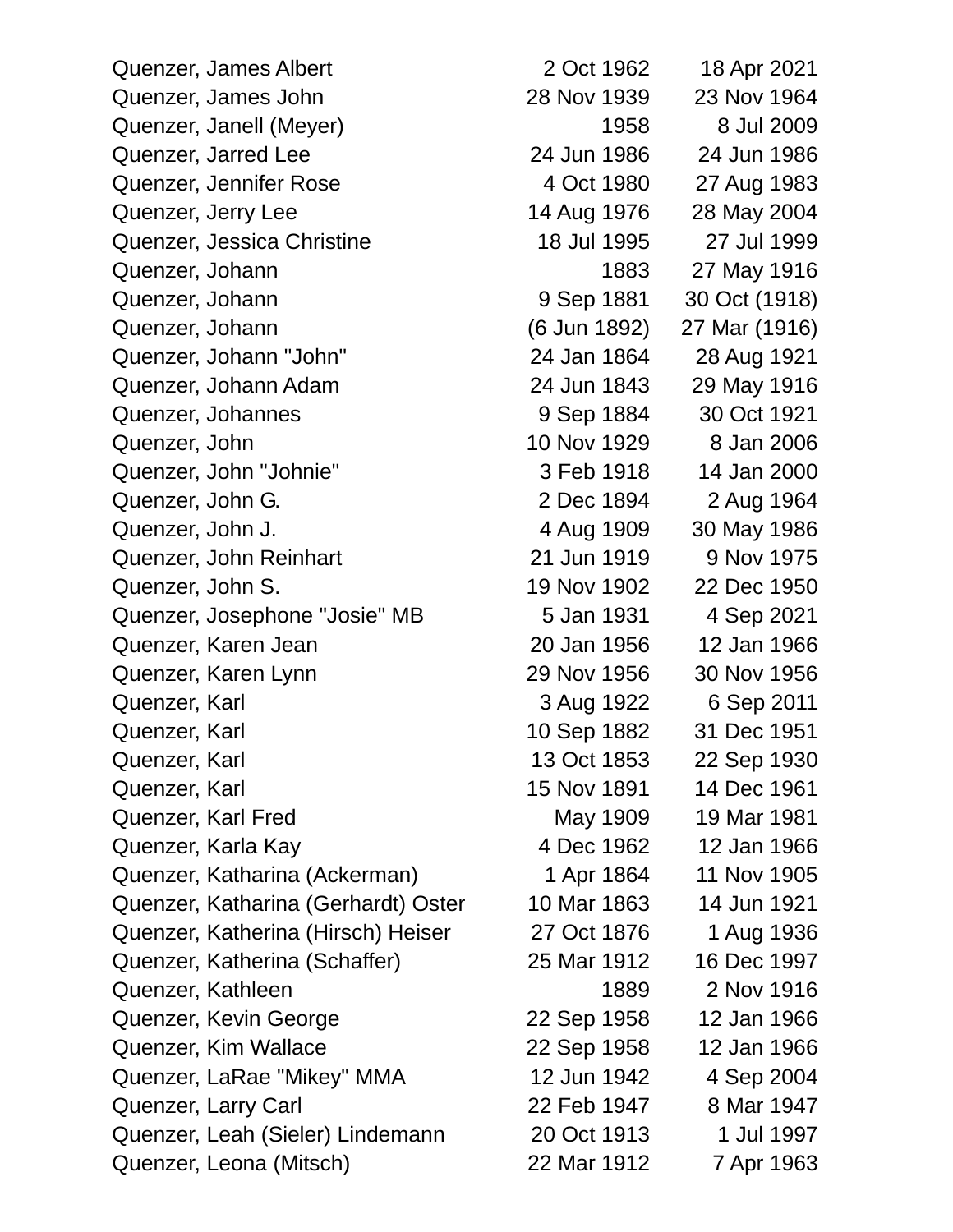| | | |
|---|---|---|
| Quenzer, James Albert | 2 Oct 1962 | 18 Apr 2021 |
| Quenzer, James John | 28 Nov 1939 | 23 Nov 1964 |
| Quenzer, Janell (Meyer) | 1958 | 8 Jul 2009 |
| Quenzer, Jarred Lee | 24 Jun 1986 | 24 Jun 1986 |
| Quenzer, Jennifer Rose | 4 Oct 1980 | 27 Aug 1983 |
| Quenzer, Jerry Lee | 14 Aug 1976 | 28 May 2004 |
| Quenzer, Jessica Christine | 18 Jul 1995 | 27 Jul 1999 |
| Quenzer, Johann | 1883 | 27 May 1916 |
| Quenzer, Johann | 9 Sep 1881 | 30 Oct (1918) |
| Quenzer, Johann | (6 Jun 1892) | 27 Mar (1916) |
| Quenzer, Johann "John" | 24 Jan 1864 | 28 Aug 1921 |
| Quenzer, Johann Adam | 24 Jun 1843 | 29 May 1916 |
| Quenzer, Johannes | 9 Sep 1884 | 30 Oct 1921 |
| Quenzer, John | 10 Nov 1929 | 8 Jan 2006 |
| Quenzer, John "Johnie" | 3 Feb 1918 | 14 Jan 2000 |
| Quenzer, John G. | 2 Dec 1894 | 2 Aug 1964 |
| Quenzer, John J. | 4 Aug 1909 | 30 May 1986 |
| Quenzer, John Reinhart | 21 Jun 1919 | 9 Nov 1975 |
| Quenzer, John S. | 19 Nov 1902 | 22 Dec 1950 |
| Quenzer, Josephone "Josie" MB | 5 Jan 1931 | 4 Sep 2021 |
| Quenzer, Karen Jean | 20 Jan 1956 | 12 Jan 1966 |
| Quenzer, Karen Lynn | 29 Nov 1956 | 30 Nov 1956 |
| Quenzer, Karl | 3 Aug 1922 | 6 Sep 2011 |
| Quenzer, Karl | 10 Sep 1882 | 31 Dec 1951 |
| Quenzer, Karl | 13 Oct 1853 | 22 Sep 1930 |
| Quenzer, Karl | 15 Nov 1891 | 14 Dec 1961 |
| Quenzer, Karl Fred | May 1909 | 19 Mar 1981 |
| Quenzer, Karla Kay | 4 Dec 1962 | 12 Jan 1966 |
| Quenzer, Katharina (Ackerman) | 1 Apr 1864 | 11 Nov 1905 |
| Quenzer, Katharina (Gerhardt) Oster | 10 Mar 1863 | 14 Jun 1921 |
| Quenzer, Katherina (Hirsch) Heiser | 27 Oct 1876 | 1 Aug 1936 |
| Quenzer, Katherina (Schaffer) | 25 Mar 1912 | 16 Dec 1997 |
| Quenzer, Kathleen | 1889 | 2 Nov 1916 |
| Quenzer, Kevin George | 22 Sep 1958 | 12 Jan 1966 |
| Quenzer, Kim Wallace | 22 Sep 1958 | 12 Jan 1966 |
| Quenzer, LaRae "Mikey" MMA | 12 Jun 1942 | 4 Sep 2004 |
| Quenzer, Larry Carl | 22 Feb 1947 | 8 Mar 1947 |
| Quenzer, Leah (Sieler) Lindemann | 20 Oct 1913 | 1 Jul 1997 |
| Quenzer, Leona (Mitsch) | 22 Mar 1912 | 7 Apr 1963 |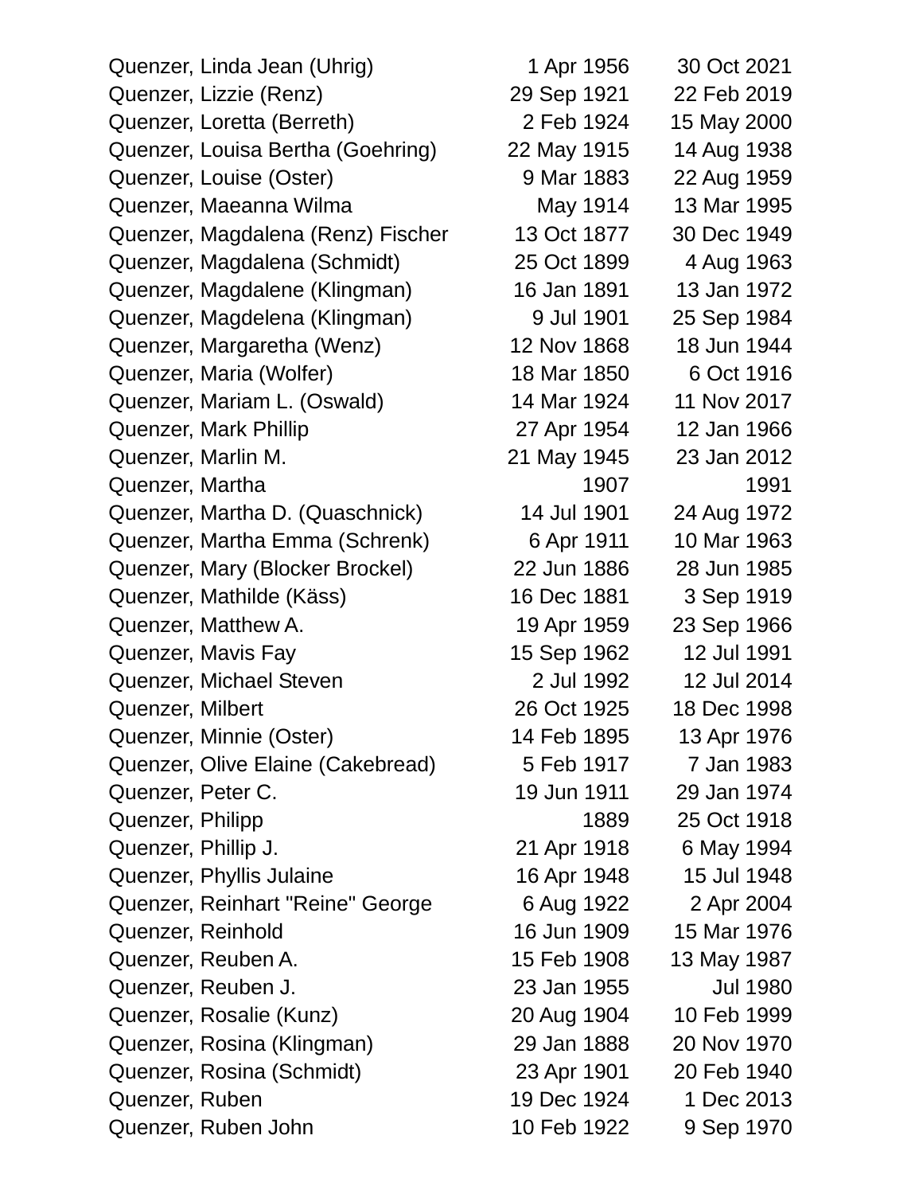| | | |
|---|---|---|
| Quenzer, Linda Jean (Uhrig) | 1 Apr 1956 | 30 Oct 2021 |
| Quenzer, Lizzie (Renz) | 29 Sep 1921 | 22 Feb 2019 |
| Quenzer, Loretta (Berreth) | 2 Feb 1924 | 15 May 2000 |
| Quenzer, Louisa Bertha (Goehring) | 22 May 1915 | 14 Aug 1938 |
| Quenzer, Louise (Oster) | 9 Mar 1883 | 22 Aug 1959 |
| Quenzer, Maeanna Wilma | May 1914 | 13 Mar 1995 |
| Quenzer, Magdalena (Renz) Fischer | 13 Oct 1877 | 30 Dec 1949 |
| Quenzer, Magdalena (Schmidt) | 25 Oct 1899 | 4 Aug 1963 |
| Quenzer, Magdalene (Klingman) | 16 Jan 1891 | 13 Jan 1972 |
| Quenzer, Magdelena (Klingman) | 9 Jul 1901 | 25 Sep 1984 |
| Quenzer, Margaretha (Wenz) | 12 Nov 1868 | 18 Jun 1944 |
| Quenzer, Maria (Wolfer) | 18 Mar 1850 | 6 Oct 1916 |
| Quenzer, Mariam L. (Oswald) | 14 Mar 1924 | 11 Nov 2017 |
| Quenzer, Mark Phillip | 27 Apr 1954 | 12 Jan 1966 |
| Quenzer, Marlin M. | 21 May 1945 | 23 Jan 2012 |
| Quenzer, Martha | 1907 | 1991 |
| Quenzer, Martha D. (Quaschnick) | 14 Jul 1901 | 24 Aug 1972 |
| Quenzer, Martha Emma (Schrenk) | 6 Apr 1911 | 10 Mar 1963 |
| Quenzer, Mary (Blocker Brockel) | 22 Jun 1886 | 28 Jun 1985 |
| Quenzer, Mathilde (Käss) | 16 Dec 1881 | 3 Sep 1919 |
| Quenzer, Matthew A. | 19 Apr 1959 | 23 Sep 1966 |
| Quenzer, Mavis Fay | 15 Sep 1962 | 12 Jul 1991 |
| Quenzer, Michael Steven | 2 Jul 1992 | 12 Jul 2014 |
| Quenzer, Milbert | 26 Oct 1925 | 18 Dec 1998 |
| Quenzer, Minnie (Oster) | 14 Feb 1895 | 13 Apr 1976 |
| Quenzer, Olive Elaine (Cakebread) | 5 Feb 1917 | 7 Jan 1983 |
| Quenzer, Peter C. | 19 Jun 1911 | 29 Jan 1974 |
| Quenzer, Philipp | 1889 | 25 Oct 1918 |
| Quenzer, Phillip J. | 21 Apr 1918 | 6 May 1994 |
| Quenzer, Phyllis Julaine | 16 Apr 1948 | 15 Jul 1948 |
| Quenzer, Reinhart "Reine" George | 6 Aug 1922 | 2 Apr 2004 |
| Quenzer, Reinhold | 16 Jun 1909 | 15 Mar 1976 |
| Quenzer, Reuben A. | 15 Feb 1908 | 13 May 1987 |
| Quenzer, Reuben J. | 23 Jan 1955 | Jul 1980 |
| Quenzer, Rosalie (Kunz) | 20 Aug 1904 | 10 Feb 1999 |
| Quenzer, Rosina (Klingman) | 29 Jan 1888 | 20 Nov 1970 |
| Quenzer, Rosina (Schmidt) | 23 Apr 1901 | 20 Feb 1940 |
| Quenzer, Ruben | 19 Dec 1924 | 1 Dec 2013 |
| Quenzer, Ruben John | 10 Feb 1922 | 9 Sep 1970 |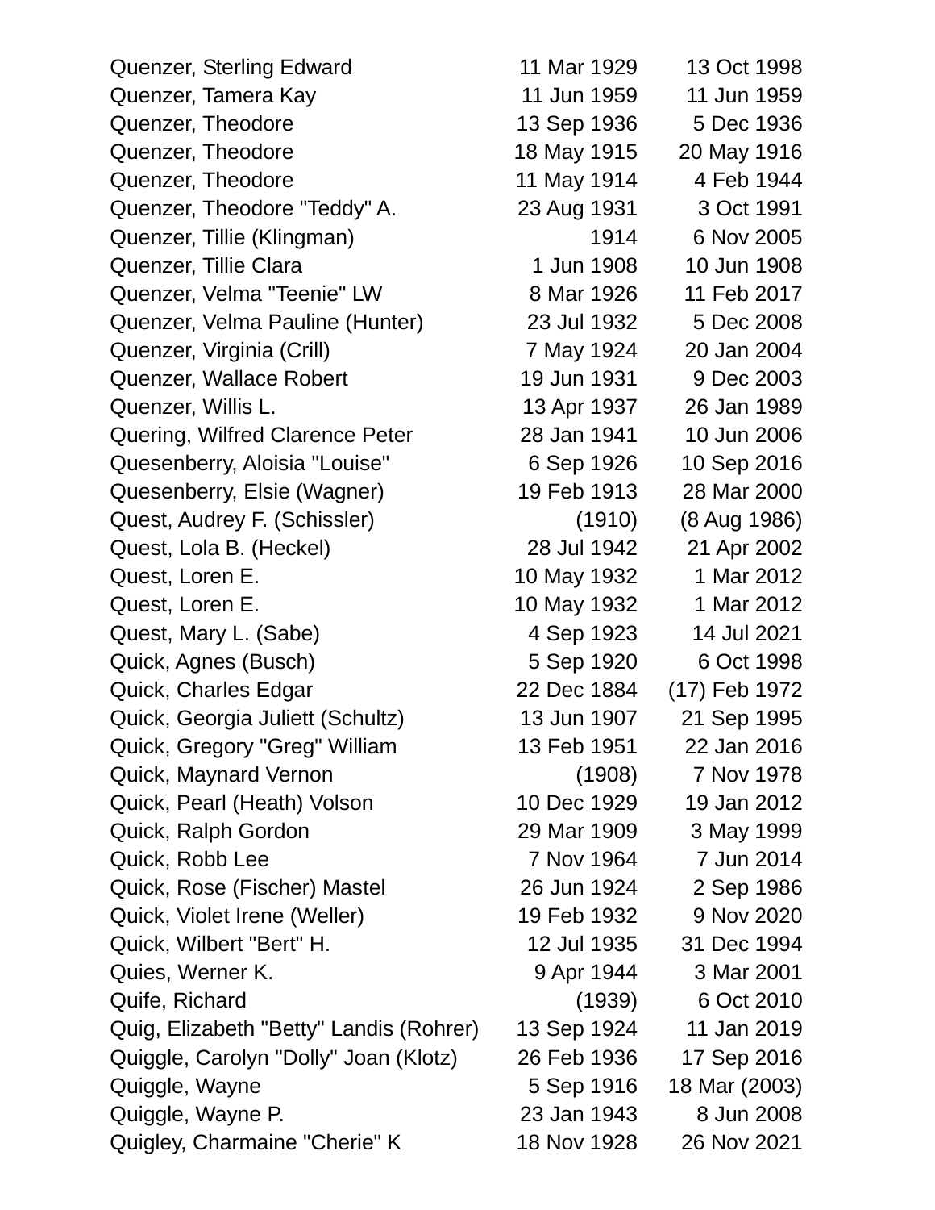| | | |
|---|---|---|
| Quenzer, Sterling Edward | 11 Mar 1929 | 13 Oct 1998 |
| Quenzer, Tamera Kay | 11 Jun 1959 | 11 Jun 1959 |
| Quenzer, Theodore | 13 Sep 1936 | 5 Dec 1936 |
| Quenzer, Theodore | 18 May 1915 | 20 May 1916 |
| Quenzer, Theodore | 11 May 1914 | 4 Feb 1944 |
| Quenzer, Theodore "Teddy" A. | 23 Aug 1931 | 3 Oct 1991 |
| Quenzer, Tillie (Klingman) | 1914 | 6 Nov 2005 |
| Quenzer, Tillie Clara | 1 Jun 1908 | 10 Jun 1908 |
| Quenzer, Velma "Teenie" LW | 8 Mar 1926 | 11 Feb 2017 |
| Quenzer, Velma Pauline (Hunter) | 23 Jul 1932 | 5 Dec 2008 |
| Quenzer, Virginia (Crill) | 7 May 1924 | 20 Jan 2004 |
| Quenzer, Wallace Robert | 19 Jun 1931 | 9 Dec 2003 |
| Quenzer, Willis L. | 13 Apr 1937 | 26 Jan 1989 |
| Quering, Wilfred Clarence Peter | 28 Jan 1941 | 10 Jun 2006 |
| Quesenberry, Aloisia "Louise" | 6 Sep 1926 | 10 Sep 2016 |
| Quesenberry, Elsie (Wagner) | 19 Feb 1913 | 28 Mar 2000 |
| Quest, Audrey F. (Schissler) | (1910) | (8 Aug 1986) |
| Quest, Lola B. (Heckel) | 28 Jul 1942 | 21 Apr 2002 |
| Quest, Loren E. | 10 May 1932 | 1 Mar 2012 |
| Quest, Loren E. | 10 May 1932 | 1 Mar 2012 |
| Quest, Mary L. (Sabe) | 4 Sep 1923 | 14 Jul 2021 |
| Quick, Agnes (Busch) | 5 Sep 1920 | 6 Oct 1998 |
| Quick, Charles Edgar | 22 Dec 1884 | (17) Feb 1972 |
| Quick, Georgia Juliett (Schultz) | 13 Jun 1907 | 21 Sep 1995 |
| Quick, Gregory "Greg" William | 13 Feb 1951 | 22 Jan 2016 |
| Quick, Maynard Vernon | (1908) | 7 Nov 1978 |
| Quick, Pearl (Heath) Volson | 10 Dec 1929 | 19 Jan 2012 |
| Quick, Ralph Gordon | 29 Mar 1909 | 3 May 1999 |
| Quick, Robb Lee | 7 Nov 1964 | 7 Jun 2014 |
| Quick, Rose (Fischer) Mastel | 26 Jun 1924 | 2 Sep 1986 |
| Quick, Violet Irene (Weller) | 19 Feb 1932 | 9 Nov 2020 |
| Quick, Wilbert "Bert" H. | 12 Jul 1935 | 31 Dec 1994 |
| Quies, Werner K. | 9 Apr 1944 | 3 Mar 2001 |
| Quife, Richard | (1939) | 6 Oct 2010 |
| Quig, Elizabeth "Betty" Landis (Rohrer) | 13 Sep 1924 | 11 Jan 2019 |
| Quiggle, Carolyn "Dolly" Joan (Klotz) | 26 Feb 1936 | 17 Sep 2016 |
| Quiggle, Wayne | 5 Sep 1916 | 18 Mar (2003) |
| Quiggle, Wayne P. | 23 Jan 1943 | 8 Jun 2008 |
| Quigley, Charmaine "Cherie" K | 18 Nov 1928 | 26 Nov 2021 |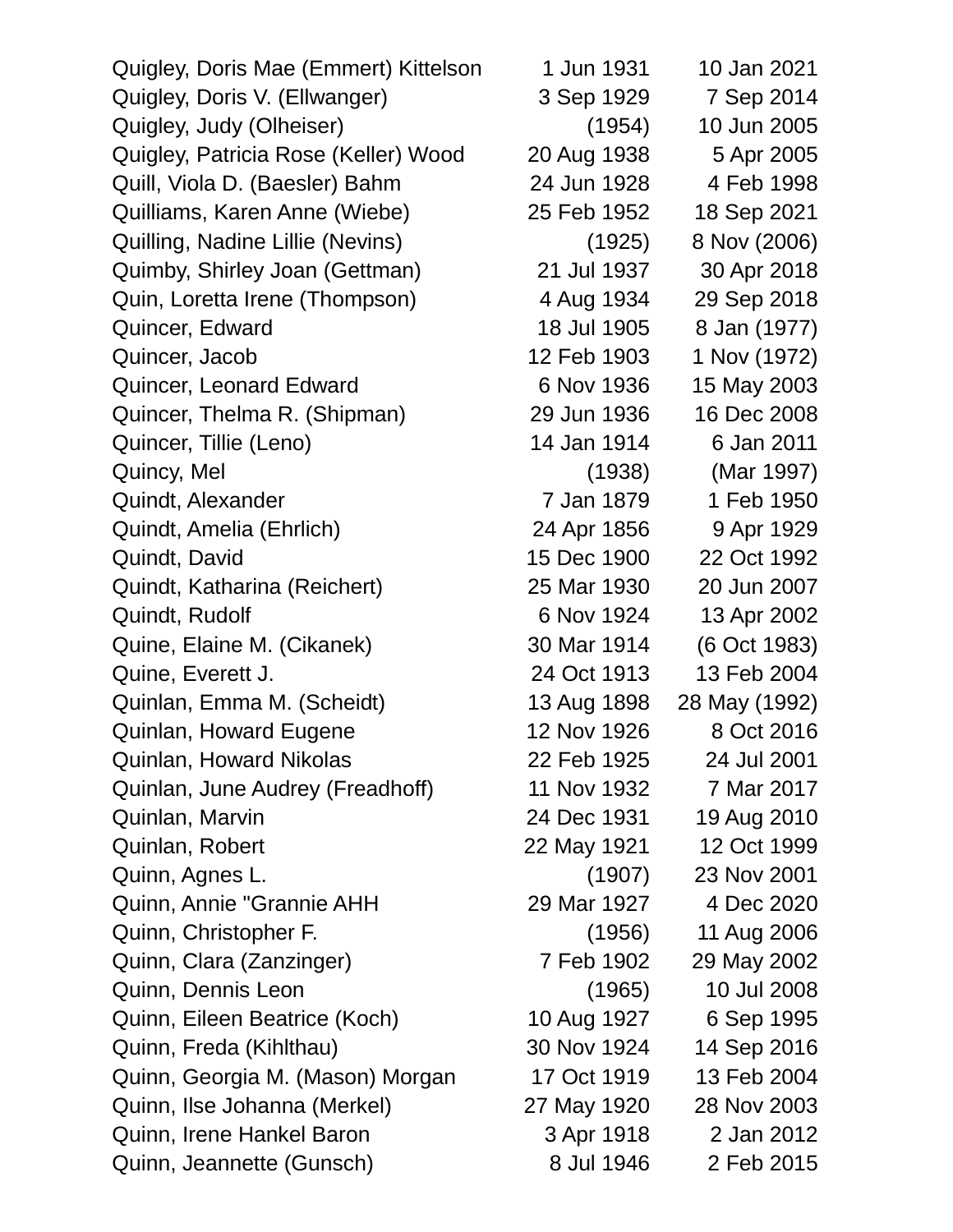| | | |
|---|---|---|
| Quigley, Doris Mae (Emmert) Kittelson | 1 Jun 1931 | 10 Jan 2021 |
| Quigley, Doris V. (Ellwanger) | 3 Sep 1929 | 7 Sep 2014 |
| Quigley, Judy (Olheiser) | (1954) | 10 Jun 2005 |
| Quigley, Patricia Rose (Keller) Wood | 20 Aug 1938 | 5 Apr 2005 |
| Quill, Viola D. (Baesler) Bahm | 24 Jun 1928 | 4 Feb 1998 |
| Quilliams, Karen Anne (Wiebe) | 25 Feb 1952 | 18 Sep 2021 |
| Quilling, Nadine Lillie (Nevins) | (1925) | 8 Nov (2006) |
| Quimby, Shirley Joan (Gettman) | 21 Jul 1937 | 30 Apr 2018 |
| Quin, Loretta Irene (Thompson) | 4 Aug 1934 | 29 Sep 2018 |
| Quincer, Edward | 18 Jul 1905 | 8 Jan (1977) |
| Quincer, Jacob | 12 Feb 1903 | 1 Nov (1972) |
| Quincer, Leonard Edward | 6 Nov 1936 | 15 May 2003 |
| Quincer, Thelma R. (Shipman) | 29 Jun 1936 | 16 Dec 2008 |
| Quincer, Tillie (Leno) | 14 Jan 1914 | 6 Jan 2011 |
| Quincy, Mel | (1938) | (Mar 1997) |
| Quindt, Alexander | 7 Jan 1879 | 1 Feb 1950 |
| Quindt, Amelia (Ehrlich) | 24 Apr 1856 | 9 Apr 1929 |
| Quindt, David | 15 Dec 1900 | 22 Oct 1992 |
| Quindt, Katharina (Reichert) | 25 Mar 1930 | 20 Jun 2007 |
| Quindt, Rudolf | 6 Nov 1924 | 13 Apr 2002 |
| Quine, Elaine M. (Cikanek) | 30 Mar 1914 | (6 Oct 1983) |
| Quine, Everett J. | 24 Oct 1913 | 13 Feb 2004 |
| Quinlan, Emma M. (Scheidt) | 13 Aug 1898 | 28 May (1992) |
| Quinlan, Howard Eugene | 12 Nov 1926 | 8 Oct 2016 |
| Quinlan, Howard Nikolas | 22 Feb 1925 | 24 Jul 2001 |
| Quinlan, June Audrey (Freadhoff) | 11 Nov 1932 | 7 Mar 2017 |
| Quinlan, Marvin | 24 Dec 1931 | 19 Aug 2010 |
| Quinlan, Robert | 22 May 1921 | 12 Oct 1999 |
| Quinn, Agnes L. | (1907) | 23 Nov 2001 |
| Quinn, Annie "Grannie AHH | 29 Mar 1927 | 4 Dec 2020 |
| Quinn, Christopher F. | (1956) | 11 Aug 2006 |
| Quinn, Clara (Zanzinger) | 7 Feb 1902 | 29 May 2002 |
| Quinn, Dennis Leon | (1965) | 10 Jul 2008 |
| Quinn, Eileen Beatrice (Koch) | 10 Aug 1927 | 6 Sep 1995 |
| Quinn, Freda (Kihlthau) | 30 Nov 1924 | 14 Sep 2016 |
| Quinn, Georgia M. (Mason) Morgan | 17 Oct 1919 | 13 Feb 2004 |
| Quinn, Ilse Johanna (Merkel) | 27 May 1920 | 28 Nov 2003 |
| Quinn, Irene Hankel Baron | 3 Apr 1918 | 2 Jan 2012 |
| Quinn, Jeannette (Gunsch) | 8 Jul 1946 | 2 Feb 2015 |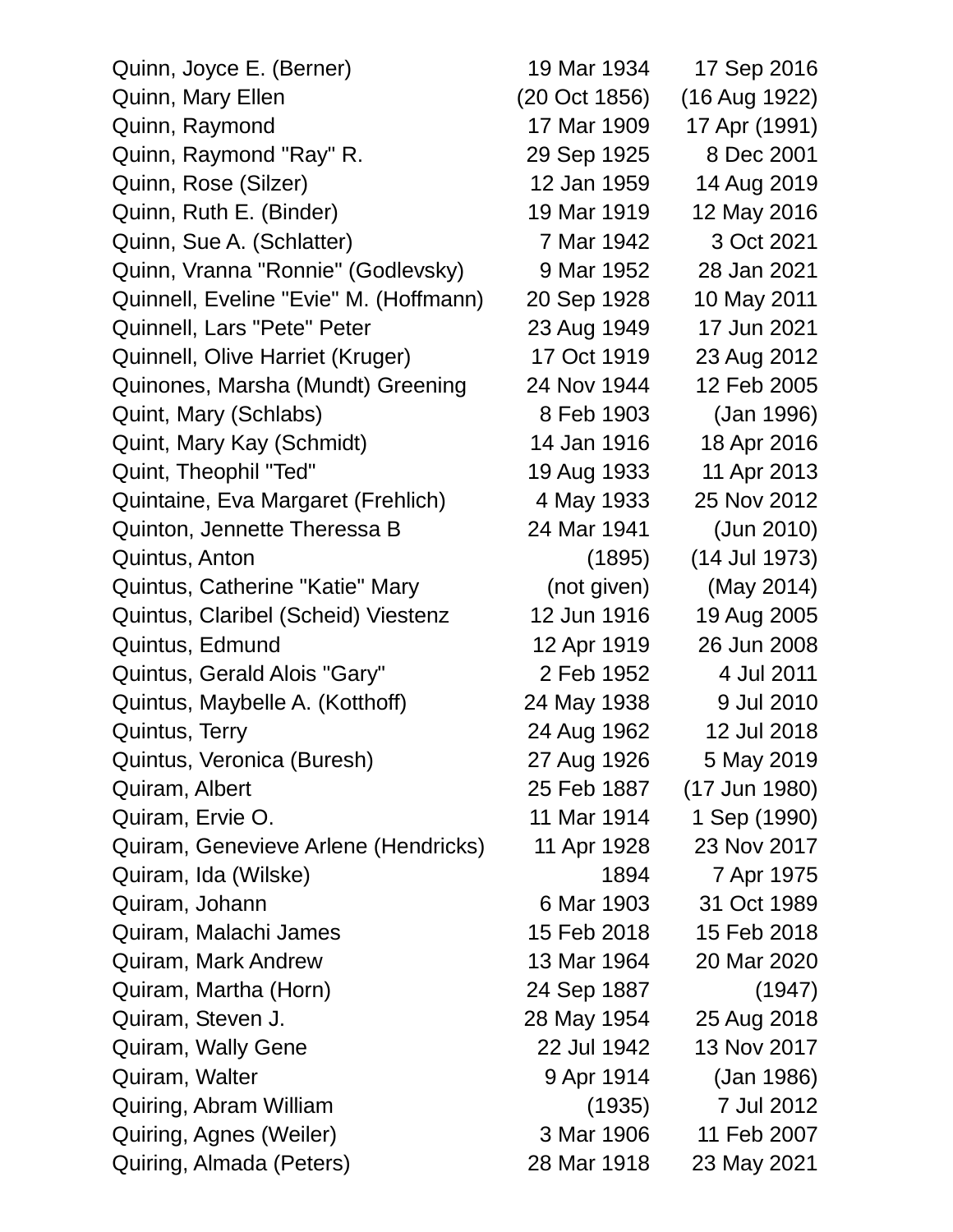| | | |
|---|---|---|
| Quinn, Joyce E. (Berner) | 19 Mar 1934 | 17 Sep 2016 |
| Quinn, Mary Ellen | (20 Oct 1856) | (16 Aug 1922) |
| Quinn, Raymond | 17 Mar 1909 | 17 Apr (1991) |
| Quinn, Raymond "Ray" R. | 29 Sep 1925 | 8 Dec 2001 |
| Quinn, Rose (Silzer) | 12 Jan 1959 | 14 Aug 2019 |
| Quinn, Ruth E. (Binder) | 19 Mar 1919 | 12 May 2016 |
| Quinn, Sue A. (Schlatter) | 7 Mar 1942 | 3 Oct 2021 |
| Quinn, Vranna "Ronnie" (Godlevsky) | 9 Mar 1952 | 28 Jan 2021 |
| Quinnell, Eveline "Evie" M. (Hoffmann) | 20 Sep 1928 | 10 May 2011 |
| Quinnell, Lars "Pete" Peter | 23 Aug 1949 | 17 Jun 2021 |
| Quinnell, Olive Harriet (Kruger) | 17 Oct 1919 | 23 Aug 2012 |
| Quinones, Marsha (Mundt) Greening | 24 Nov 1944 | 12 Feb 2005 |
| Quint, Mary (Schlabs) | 8 Feb 1903 | (Jan 1996) |
| Quint, Mary Kay (Schmidt) | 14 Jan 1916 | 18 Apr 2016 |
| Quint, Theophil "Ted" | 19 Aug 1933 | 11 Apr 2013 |
| Quintaine, Eva Margaret (Frehlich) | 4 May 1933 | 25 Nov 2012 |
| Quinton, Jennette Theressa B | 24 Mar 1941 | (Jun 2010) |
| Quintus, Anton | (1895) | (14 Jul 1973) |
| Quintus, Catherine "Katie" Mary | (not given) | (May 2014) |
| Quintus, Claribel (Scheid) Viestenz | 12 Jun 1916 | 19 Aug 2005 |
| Quintus, Edmund | 12 Apr 1919 | 26 Jun 2008 |
| Quintus, Gerald Alois "Gary" | 2 Feb 1952 | 4 Jul 2011 |
| Quintus, Maybelle A. (Kotthoff) | 24 May 1938 | 9 Jul 2010 |
| Quintus, Terry | 24 Aug 1962 | 12 Jul 2018 |
| Quintus, Veronica (Buresh) | 27 Aug 1926 | 5 May 2019 |
| Quiram, Albert | 25 Feb 1887 | (17 Jun 1980) |
| Quiram, Ervie O. | 11 Mar 1914 | 1 Sep (1990) |
| Quiram, Genevieve Arlene (Hendricks) | 11 Apr 1928 | 23 Nov 2017 |
| Quiram, Ida (Wilske) | 1894 | 7 Apr 1975 |
| Quiram, Johann | 6 Mar 1903 | 31 Oct 1989 |
| Quiram, Malachi James | 15 Feb 2018 | 15 Feb 2018 |
| Quiram, Mark Andrew | 13 Mar 1964 | 20 Mar 2020 |
| Quiram, Martha (Horn) | 24 Sep 1887 | (1947) |
| Quiram, Steven J. | 28 May 1954 | 25 Aug 2018 |
| Quiram, Wally Gene | 22 Jul 1942 | 13 Nov 2017 |
| Quiram, Walter | 9 Apr 1914 | (Jan 1986) |
| Quiring, Abram William | (1935) | 7 Jul 2012 |
| Quiring, Agnes (Weiler) | 3 Mar 1906 | 11 Feb 2007 |
| Quiring, Almada (Peters) | 28 Mar 1918 | 23 May 2021 |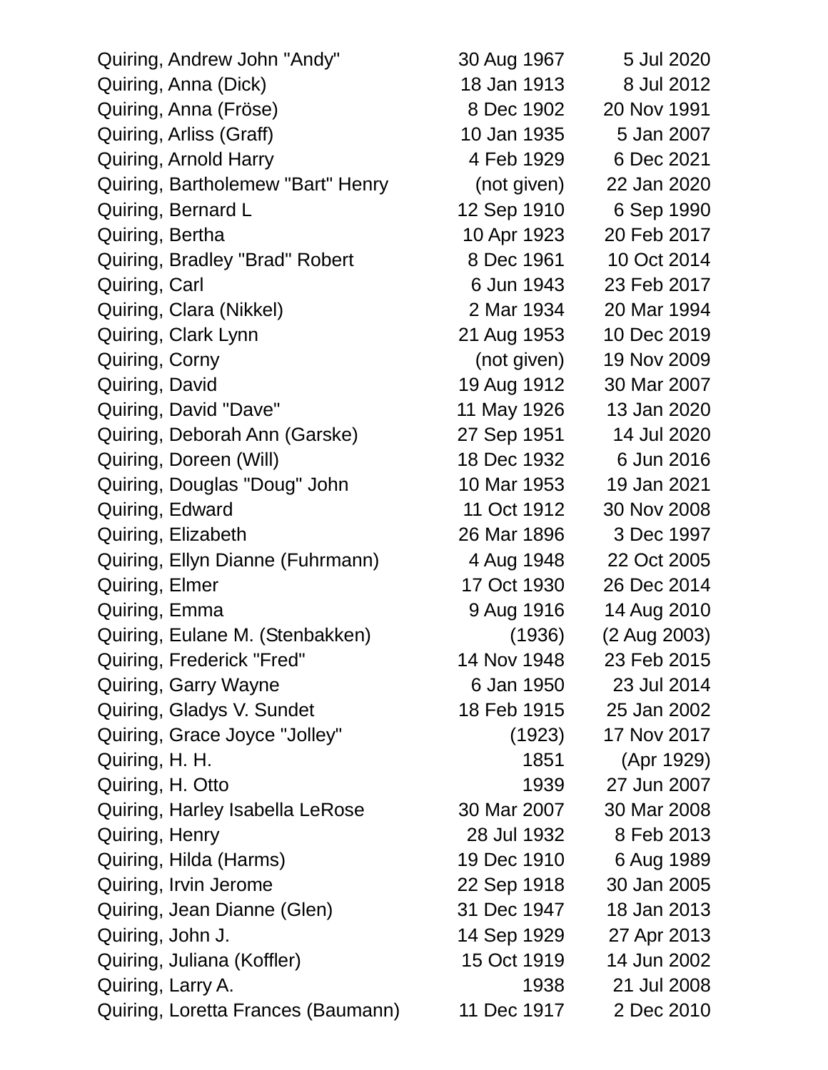| | | |
|---|---|---|
| Quiring, Andrew John "Andy" | 30 Aug 1967 | 5 Jul 2020 |
| Quiring, Anna (Dick) | 18 Jan 1913 | 8 Jul 2012 |
| Quiring, Anna (Fröse) | 8 Dec 1902 | 20 Nov 1991 |
| Quiring, Arliss (Graff) | 10 Jan 1935 | 5 Jan 2007 |
| Quiring, Arnold Harry | 4 Feb 1929 | 6 Dec 2021 |
| Quiring, Bartholemew "Bart" Henry | (not given) | 22 Jan 2020 |
| Quiring, Bernard L | 12 Sep 1910 | 6 Sep 1990 |
| Quiring, Bertha | 10 Apr 1923 | 20 Feb 2017 |
| Quiring, Bradley "Brad" Robert | 8 Dec 1961 | 10 Oct 2014 |
| Quiring, Carl | 6 Jun 1943 | 23 Feb 2017 |
| Quiring, Clara (Nikkel) | 2 Mar 1934 | 20 Mar 1994 |
| Quiring, Clark Lynn | 21 Aug 1953 | 10 Dec 2019 |
| Quiring, Corny | (not given) | 19 Nov 2009 |
| Quiring, David | 19 Aug 1912 | 30 Mar 2007 |
| Quiring, David "Dave" | 11 May 1926 | 13 Jan 2020 |
| Quiring, Deborah Ann (Garske) | 27 Sep 1951 | 14 Jul 2020 |
| Quiring, Doreen (Will) | 18 Dec 1932 | 6 Jun 2016 |
| Quiring, Douglas "Doug" John | 10 Mar 1953 | 19 Jan 2021 |
| Quiring, Edward | 11 Oct 1912 | 30 Nov 2008 |
| Quiring, Elizabeth | 26 Mar 1896 | 3 Dec 1997 |
| Quiring, Ellyn Dianne (Fuhrmann) | 4 Aug 1948 | 22 Oct 2005 |
| Quiring, Elmer | 17 Oct 1930 | 26 Dec 2014 |
| Quiring, Emma | 9 Aug 1916 | 14 Aug 2010 |
| Quiring, Eulane M. (Stenbakken) | (1936) | (2 Aug 2003) |
| Quiring, Frederick "Fred" | 14 Nov 1948 | 23 Feb 2015 |
| Quiring, Garry Wayne | 6 Jan 1950 | 23 Jul 2014 |
| Quiring, Gladys V. Sundet | 18 Feb 1915 | 25 Jan 2002 |
| Quiring, Grace Joyce "Jolley" | (1923) | 17 Nov 2017 |
| Quiring, H. H. | 1851 | (Apr 1929) |
| Quiring, H. Otto | 1939 | 27 Jun 2007 |
| Quiring, Harley Isabella LeRose | 30 Mar 2007 | 30 Mar 2008 |
| Quiring, Henry | 28 Jul 1932 | 8 Feb 2013 |
| Quiring, Hilda (Harms) | 19 Dec 1910 | 6 Aug 1989 |
| Quiring, Irvin Jerome | 22 Sep 1918 | 30 Jan 2005 |
| Quiring, Jean Dianne (Glen) | 31 Dec 1947 | 18 Jan 2013 |
| Quiring, John J. | 14 Sep 1929 | 27 Apr 2013 |
| Quiring, Juliana (Koffler) | 15 Oct 1919 | 14 Jun 2002 |
| Quiring, Larry A. | 1938 | 21 Jul 2008 |
| Quiring, Loretta Frances (Baumann) | 11 Dec 1917 | 2 Dec 2010 |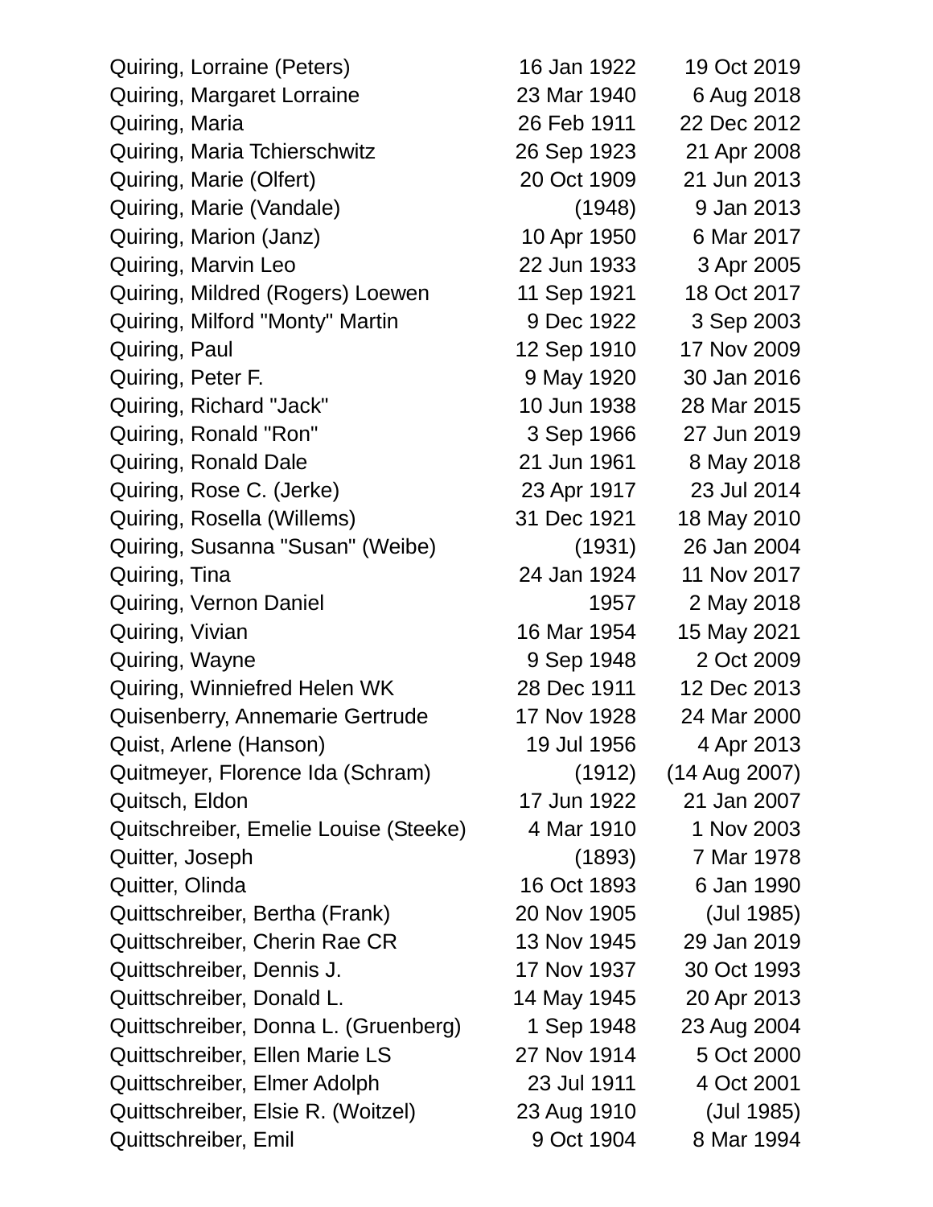| | | |
|---|---|---|
| Quiring, Lorraine (Peters) | 16 Jan 1922 | 19 Oct 2019 |
| Quiring, Margaret Lorraine | 23 Mar 1940 | 6 Aug 2018 |
| Quiring, Maria | 26 Feb 1911 | 22 Dec 2012 |
| Quiring, Maria Tchierschwitz | 26 Sep 1923 | 21 Apr 2008 |
| Quiring, Marie (Olfert) | 20 Oct 1909 | 21 Jun 2013 |
| Quiring, Marie (Vandale) | (1948) | 9 Jan 2013 |
| Quiring, Marion (Janz) | 10 Apr 1950 | 6 Mar 2017 |
| Quiring, Marvin Leo | 22 Jun 1933 | 3 Apr 2005 |
| Quiring, Mildred (Rogers) Loewen | 11 Sep 1921 | 18 Oct 2017 |
| Quiring, Milford "Monty" Martin | 9 Dec 1922 | 3 Sep 2003 |
| Quiring, Paul | 12 Sep 1910 | 17 Nov 2009 |
| Quiring, Peter F. | 9 May 1920 | 30 Jan 2016 |
| Quiring, Richard "Jack" | 10 Jun 1938 | 28 Mar 2015 |
| Quiring, Ronald "Ron" | 3 Sep 1966 | 27 Jun 2019 |
| Quiring, Ronald Dale | 21 Jun 1961 | 8 May 2018 |
| Quiring, Rose C. (Jerke) | 23 Apr 1917 | 23 Jul 2014 |
| Quiring, Rosella (Willems) | 31 Dec 1921 | 18 May 2010 |
| Quiring, Susanna "Susan" (Weibe) | (1931) | 26 Jan 2004 |
| Quiring, Tina | 24 Jan 1924 | 11 Nov 2017 |
| Quiring, Vernon Daniel | 1957 | 2 May 2018 |
| Quiring, Vivian | 16 Mar 1954 | 15 May 2021 |
| Quiring, Wayne | 9 Sep 1948 | 2 Oct 2009 |
| Quiring, Winniefred Helen WK | 28 Dec 1911 | 12 Dec 2013 |
| Quisenberry, Annemarie Gertrude | 17 Nov 1928 | 24 Mar 2000 |
| Quist, Arlene (Hanson) | 19 Jul 1956 | 4 Apr 2013 |
| Quitmeyer, Florence Ida (Schram) | (1912) | (14 Aug 2007) |
| Quitsch, Eldon | 17 Jun 1922 | 21 Jan 2007 |
| Quitschreiber, Emelie Louise (Steeke) | 4 Mar 1910 | 1 Nov 2003 |
| Quitter, Joseph | (1893) | 7 Mar 1978 |
| Quitter, Olinda | 16 Oct 1893 | 6 Jan 1990 |
| Quittschreiber, Bertha (Frank) | 20 Nov 1905 | (Jul 1985) |
| Quittschreiber, Cherin Rae CR | 13 Nov 1945 | 29 Jan 2019 |
| Quittschreiber, Dennis J. | 17 Nov 1937 | 30 Oct 1993 |
| Quittschreiber, Donald L. | 14 May 1945 | 20 Apr 2013 |
| Quittschreiber, Donna L. (Gruenberg) | 1 Sep 1948 | 23 Aug 2004 |
| Quittschreiber, Ellen Marie LS | 27 Nov 1914 | 5 Oct 2000 |
| Quittschreiber, Elmer Adolph | 23 Jul 1911 | 4 Oct 2001 |
| Quittschreiber, Elsie R. (Woitzel) | 23 Aug 1910 | (Jul 1985) |
| Quittschreiber, Emil | 9 Oct 1904 | 8 Mar 1994 |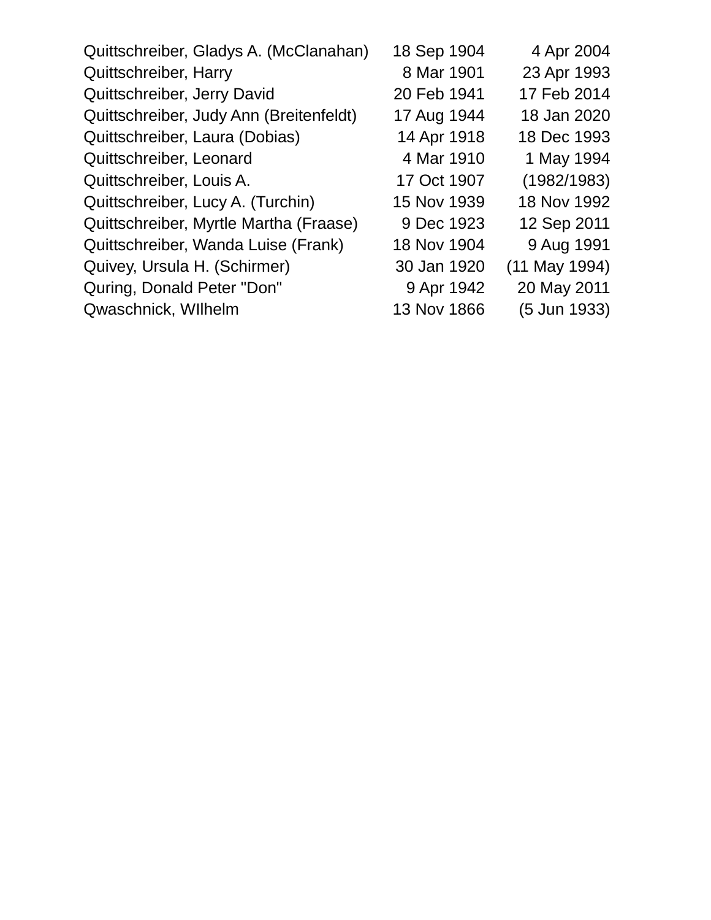| | | |
|---|---|---|
| Quittschreiber, Gladys A. (McClanahan) | 18 Sep 1904 | 4 Apr 2004 |
| Quittschreiber, Harry | 8 Mar 1901 | 23 Apr 1993 |
| Quittschreiber, Jerry David | 20 Feb 1941 | 17 Feb 2014 |
| Quittschreiber, Judy Ann (Breitenfeldt) | 17 Aug 1944 | 18 Jan 2020 |
| Quittschreiber, Laura (Dobias) | 14 Apr 1918 | 18 Dec 1993 |
| Quittschreiber, Leonard | 4 Mar 1910 | 1 May 1994 |
| Quittschreiber, Louis A. | 17 Oct 1907 | (1982/1983) |
| Quittschreiber, Lucy A. (Turchin) | 15 Nov 1939 | 18 Nov 1992 |
| Quittschreiber, Myrtle Martha (Fraase) | 9 Dec 1923 | 12 Sep 2011 |
| Quittschreiber, Wanda Luise (Frank) | 18 Nov 1904 | 9 Aug 1991 |
| Quivey, Ursula H. (Schirmer) | 30 Jan 1920 | (11 May 1994) |
| Quring, Donald Peter "Don" | 9 Apr 1942 | 20 May 2011 |
| Qwaschnick, WIlhelm | 13 Nov 1866 | (5 Jun 1933) |